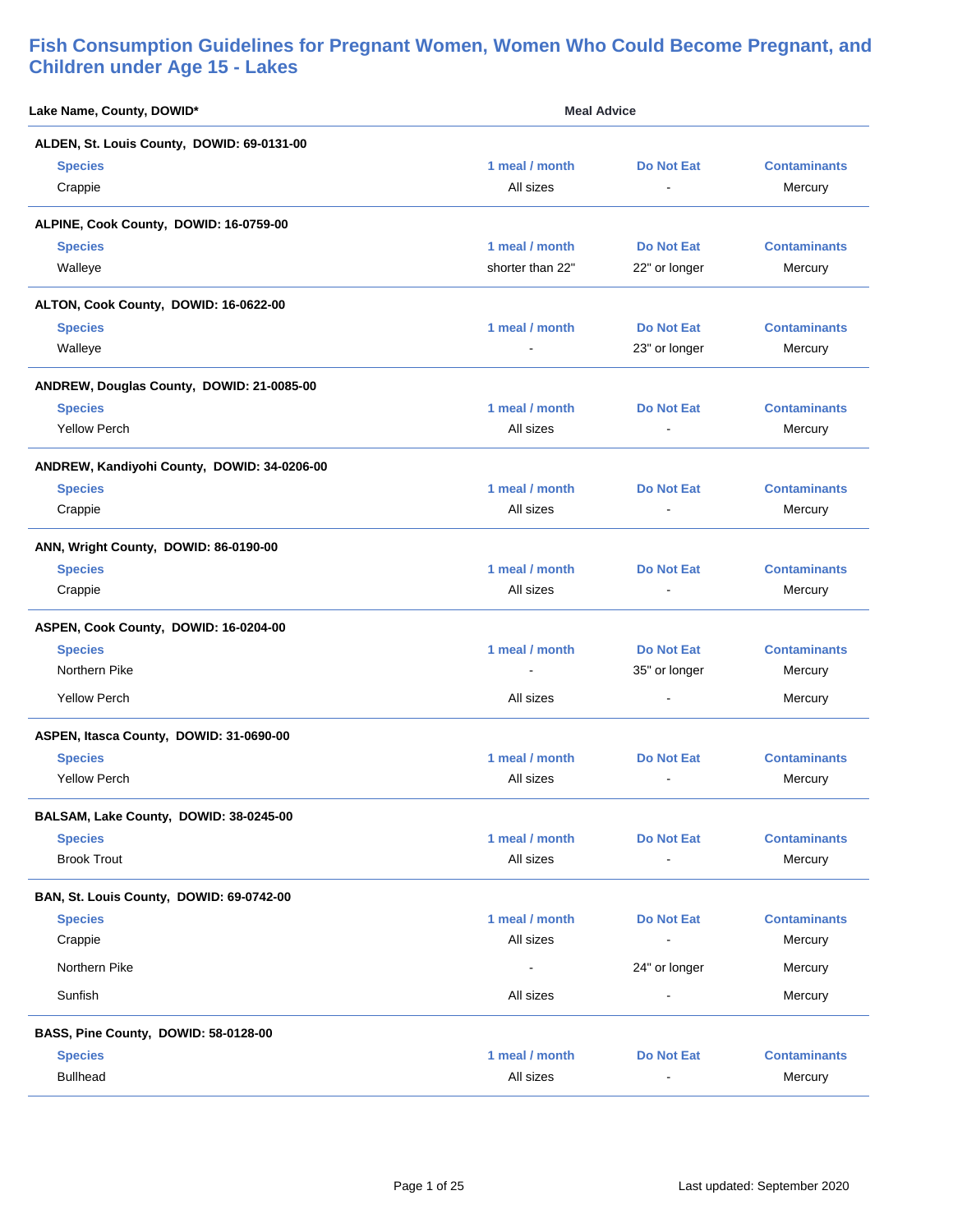# Fish Consumption Guidelines for Pregnant Women, Women Who Could Become Pregnant, and Children under Age 15 - Lakes

**Lake Name, County, DOWID*** — **Meal Advice**

### ALDEN, St. Louis County, DOWID: 69-0131-00

| Species | 1 meal / month | Do Not Eat | Contaminants |
|---|---|---|---|
| Crappie | All sizes | - | Mercury |

### ALPINE, Cook County, DOWID: 16-0759-00

| Species | 1 meal / month | Do Not Eat | Contaminants |
|---|---|---|---|
| Walleye | shorter than 22" | 22" or longer | Mercury |

### ALTON, Cook County, DOWID: 16-0622-00

| Species | 1 meal / month | Do Not Eat | Contaminants |
|---|---|---|---|
| Walleye | - | 23" or longer | Mercury |

### ANDREW, Douglas County, DOWID: 21-0085-00

| Species | 1 meal / month | Do Not Eat | Contaminants |
|---|---|---|---|
| Yellow Perch | All sizes | - | Mercury |

### ANDREW, Kandiyohi County, DOWID: 34-0206-00

| Species | 1 meal / month | Do Not Eat | Contaminants |
|---|---|---|---|
| Crappie | All sizes | - | Mercury |

### ANN, Wright County, DOWID: 86-0190-00

| Species | 1 meal / month | Do Not Eat | Contaminants |
|---|---|---|---|
| Crappie | All sizes | - | Mercury |

### ASPEN, Cook County, DOWID: 16-0204-00

| Species | 1 meal / month | Do Not Eat | Contaminants |
|---|---|---|---|
| Northern Pike | - | 35" or longer | Mercury |
| Yellow Perch | All sizes | - | Mercury |

### ASPEN, Itasca County, DOWID: 31-0690-00

| Species | 1 meal / month | Do Not Eat | Contaminants |
|---|---|---|---|
| Yellow Perch | All sizes | - | Mercury |

### BALSAM, Lake County, DOWID: 38-0245-00

| Species | 1 meal / month | Do Not Eat | Contaminants |
|---|---|---|---|
| Brook Trout | All sizes | - | Mercury |

### BAN, St. Louis County, DOWID: 69-0742-00

| Species | 1 meal / month | Do Not Eat | Contaminants |
|---|---|---|---|
| Crappie | All sizes | - | Mercury |
| Northern Pike | - | 24" or longer | Mercury |
| Sunfish | All sizes | - | Mercury |

### BASS, Pine County, DOWID: 58-0128-00

| Species | 1 meal / month | Do Not Eat | Contaminants |
|---|---|---|---|
| Bullhead | All sizes | - | Mercury |

Last updated: September 2020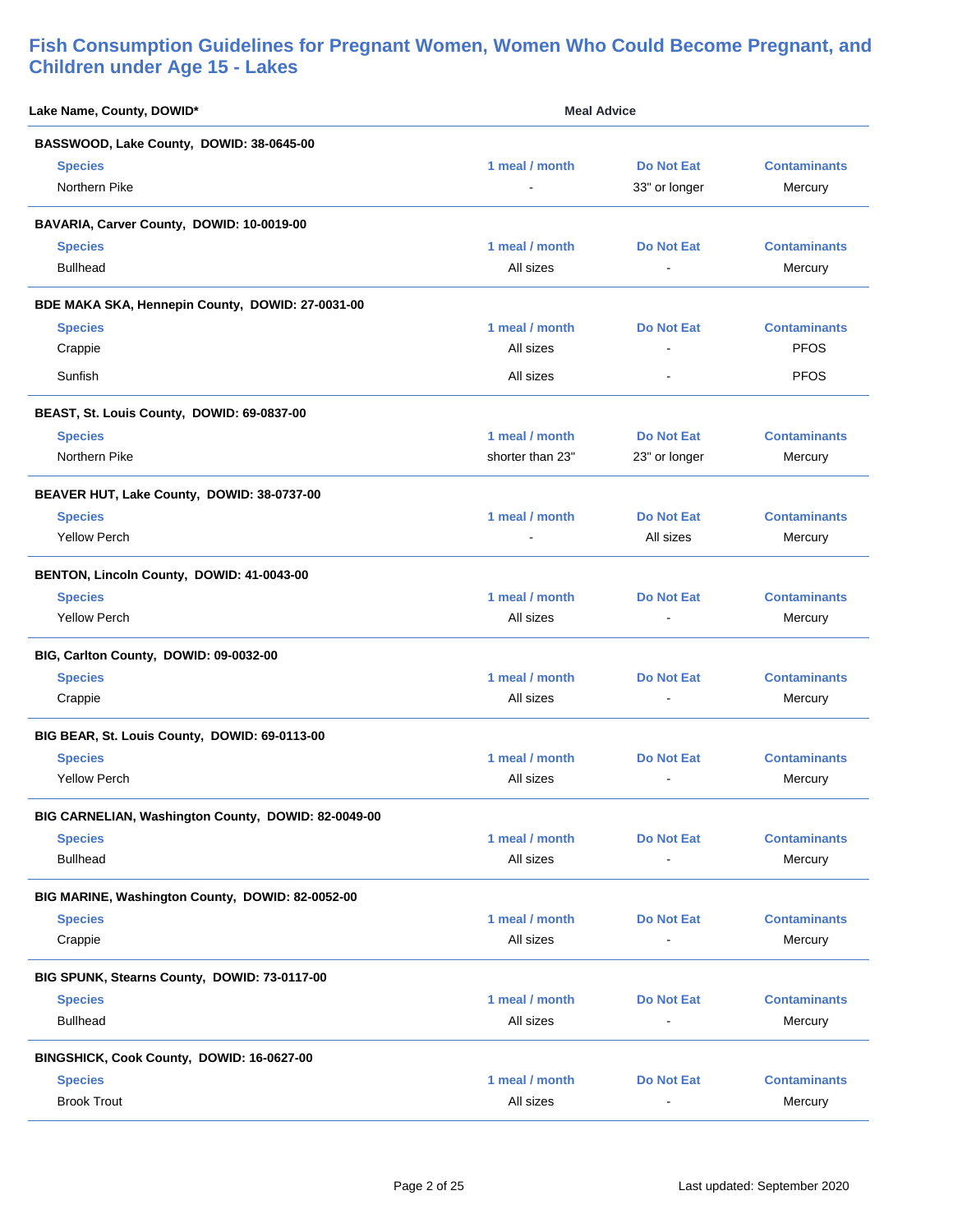## Fish Consumption Guidelines for Pregnant Women, Women Who Could Become Pregnant, and Children under Age 15 - Lakes

**Lake Name, County, DOWID*** — **Meal Advice**

**BASSWOOD, Lake County, DOWID: 38-0645-00**

| Species | 1 meal / month | Do Not Eat | Contaminants |
|---|---|---|---|
| Northern Pike | - | 33" or longer | Mercury |

**BAVARIA, Carver County, DOWID: 10-0019-00**

| Species | 1 meal / month | Do Not Eat | Contaminants |
|---|---|---|---|
| Bullhead | All sizes | - | Mercury |

**BDE MAKA SKA, Hennepin County, DOWID: 27-0031-00**

| Species | 1 meal / month | Do Not Eat | Contaminants |
|---|---|---|---|
| Crappie | All sizes | - | PFOS |
| Sunfish | All sizes | - | PFOS |

**BEAST, St. Louis County, DOWID: 69-0837-00**

| Species | 1 meal / month | Do Not Eat | Contaminants |
|---|---|---|---|
| Northern Pike | shorter than 23" | 23" or longer | Mercury |

**BEAVER HUT, Lake County, DOWID: 38-0737-00**

| Species | 1 meal / month | Do Not Eat | Contaminants |
|---|---|---|---|
| Yellow Perch | - | All sizes | Mercury |

**BENTON, Lincoln County, DOWID: 41-0043-00**

| Species | 1 meal / month | Do Not Eat | Contaminants |
|---|---|---|---|
| Yellow Perch | All sizes | - | Mercury |

**BIG, Carlton County, DOWID: 09-0032-00**

| Species | 1 meal / month | Do Not Eat | Contaminants |
|---|---|---|---|
| Crappie | All sizes | - | Mercury |

**BIG BEAR, St. Louis County, DOWID: 69-0113-00**

| Species | 1 meal / month | Do Not Eat | Contaminants |
|---|---|---|---|
| Yellow Perch | All sizes | - | Mercury |

**BIG CARNELIAN, Washington County, DOWID: 82-0049-00**

| Species | 1 meal / month | Do Not Eat | Contaminants |
|---|---|---|---|
| Bullhead | All sizes | - | Mercury |

**BIG MARINE, Washington County, DOWID: 82-0052-00**

| Species | 1 meal / month | Do Not Eat | Contaminants |
|---|---|---|---|
| Crappie | All sizes | - | Mercury |

**BIG SPUNK, Stearns County, DOWID: 73-0117-00**

| Species | 1 meal / month | Do Not Eat | Contaminants |
|---|---|---|---|
| Bullhead | All sizes | - | Mercury |

**BINGSHICK, Cook County, DOWID: 16-0627-00**

| Species | 1 meal / month | Do Not Eat | Contaminants |
|---|---|---|---|
| Brook Trout | All sizes | - | Mercury |

Last updated: September 2020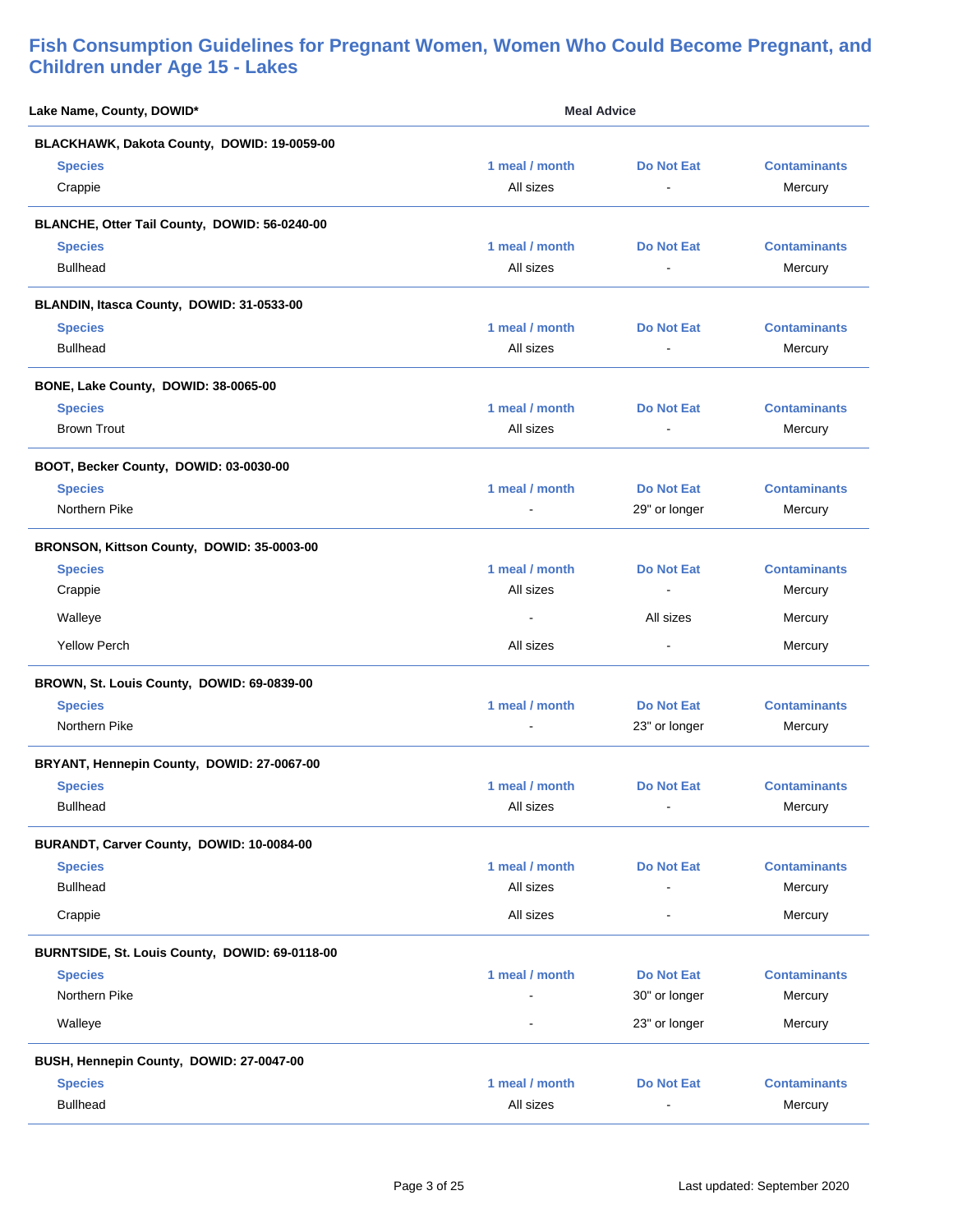## Fish Consumption Guidelines for Pregnant Women, Women Who Could Become Pregnant, and Children under Age 15 - Lakes

| Lake Name, County, DOWID* | Meal Advice | | |
|---|---|---|---|
| **BLACKHAWK, Dakota County, DOWID: 19-0059-00** | | | |
| **Species** | **1 meal / month** | **Do Not Eat** | **Contaminants** |
| Crappie | All sizes | - | Mercury |
| **BLANCHE, Otter Tail County, DOWID: 56-0240-00** | | | |
| **Species** | **1 meal / month** | **Do Not Eat** | **Contaminants** |
| Bullhead | All sizes | - | Mercury |
| **BLANDIN, Itasca County, DOWID: 31-0533-00** | | | |
| **Species** | **1 meal / month** | **Do Not Eat** | **Contaminants** |
| Bullhead | All sizes | - | Mercury |
| **BONE, Lake County, DOWID: 38-0065-00** | | | |
| **Species** | **1 meal / month** | **Do Not Eat** | **Contaminants** |
| Brown Trout | All sizes | - | Mercury |
| **BOOT, Becker County, DOWID: 03-0030-00** | | | |
| **Species** | **1 meal / month** | **Do Not Eat** | **Contaminants** |
| Northern Pike | - | 29" or longer | Mercury |
| **BRONSON, Kittson County, DOWID: 35-0003-00** | | | |
| **Species** | **1 meal / month** | **Do Not Eat** | **Contaminants** |
| Crappie | All sizes | - | Mercury |
| Walleye | - | All sizes | Mercury |
| Yellow Perch | All sizes | - | Mercury |
| **BROWN, St. Louis County, DOWID: 69-0839-00** | | | |
| **Species** | **1 meal / month** | **Do Not Eat** | **Contaminants** |
| Northern Pike | - | 23" or longer | Mercury |
| **BRYANT, Hennepin County, DOWID: 27-0067-00** | | | |
| **Species** | **1 meal / month** | **Do Not Eat** | **Contaminants** |
| Bullhead | All sizes | - | Mercury |
| **BURANDT, Carver County, DOWID: 10-0084-00** | | | |
| **Species** | **1 meal / month** | **Do Not Eat** | **Contaminants** |
| Bullhead | All sizes | - | Mercury |
| Crappie | All sizes | - | Mercury |
| **BURNTSIDE, St. Louis County, DOWID: 69-0118-00** | | | |
| **Species** | **1 meal / month** | **Do Not Eat** | **Contaminants** |
| Northern Pike | - | 30" or longer | Mercury |
| Walleye | - | 23" or longer | Mercury |
| **BUSH, Hennepin County, DOWID: 27-0047-00** | | | |
| **Species** | **1 meal / month** | **Do Not Eat** | **Contaminants** |
| Bullhead | All sizes | - | Mercury |

Last updated: September 2020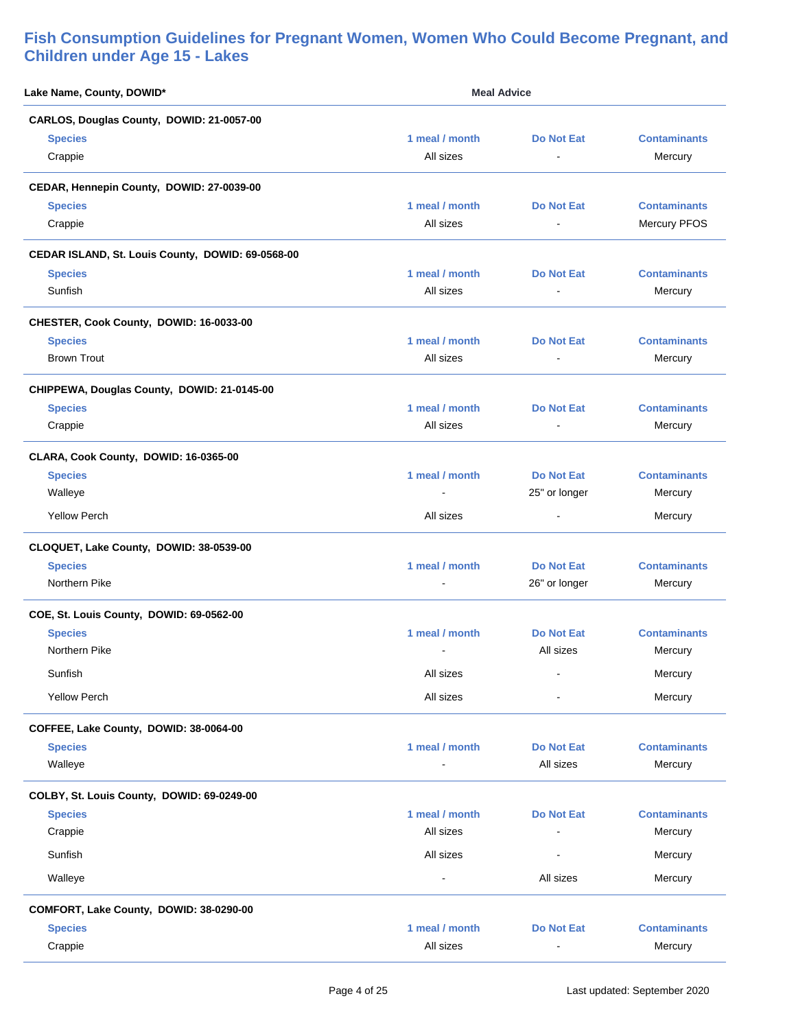## Fish Consumption Guidelines for Pregnant Women, Women Who Could Become Pregnant, and Children under Age 15 - Lakes

| Lake Name, County, DOWID* | Meal Advice | | |
|---|---|---|---|
| **CARLOS, Douglas County, DOWID: 21-0057-00** | | | |
| **Species** | **1 meal / month** | **Do Not Eat** | **Contaminants** |
| Crappie | All sizes | - | Mercury |
| **CEDAR, Hennepin County, DOWID: 27-0039-00** | | | |
| **Species** | **1 meal / month** | **Do Not Eat** | **Contaminants** |
| Crappie | All sizes | - | Mercury PFOS |
| **CEDAR ISLAND, St. Louis County, DOWID: 69-0568-00** | | | |
| **Species** | **1 meal / month** | **Do Not Eat** | **Contaminants** |
| Sunfish | All sizes | - | Mercury |
| **CHESTER, Cook County, DOWID: 16-0033-00** | | | |
| **Species** | **1 meal / month** | **Do Not Eat** | **Contaminants** |
| Brown Trout | All sizes | - | Mercury |
| **CHIPPEWA, Douglas County, DOWID: 21-0145-00** | | | |
| **Species** | **1 meal / month** | **Do Not Eat** | **Contaminants** |
| Crappie | All sizes | - | Mercury |
| **CLARA, Cook County, DOWID: 16-0365-00** | | | |
| **Species** | **1 meal / month** | **Do Not Eat** | **Contaminants** |
| Walleye | - | 25" or longer | Mercury |
| Yellow Perch | All sizes | - | Mercury |
| **CLOQUET, Lake County, DOWID: 38-0539-00** | | | |
| **Species** | **1 meal / month** | **Do Not Eat** | **Contaminants** |
| Northern Pike | - | 26" or longer | Mercury |
| **COE, St. Louis County, DOWID: 69-0562-00** | | | |
| **Species** | **1 meal / month** | **Do Not Eat** | **Contaminants** |
| Northern Pike | - | All sizes | Mercury |
| Sunfish | All sizes | - | Mercury |
| Yellow Perch | All sizes | - | Mercury |
| **COFFEE, Lake County, DOWID: 38-0064-00** | | | |
| **Species** | **1 meal / month** | **Do Not Eat** | **Contaminants** |
| Walleye | - | All sizes | Mercury |
| **COLBY, St. Louis County, DOWID: 69-0249-00** | | | |
| **Species** | **1 meal / month** | **Do Not Eat** | **Contaminants** |
| Crappie | All sizes | - | Mercury |
| Sunfish | All sizes | - | Mercury |
| Walleye | - | All sizes | Mercury |
| **COMFORT, Lake County, DOWID: 38-0290-00** | | | |
| **Species** | **1 meal / month** | **Do Not Eat** | **Contaminants** |
| Crappie | All sizes | - | Mercury |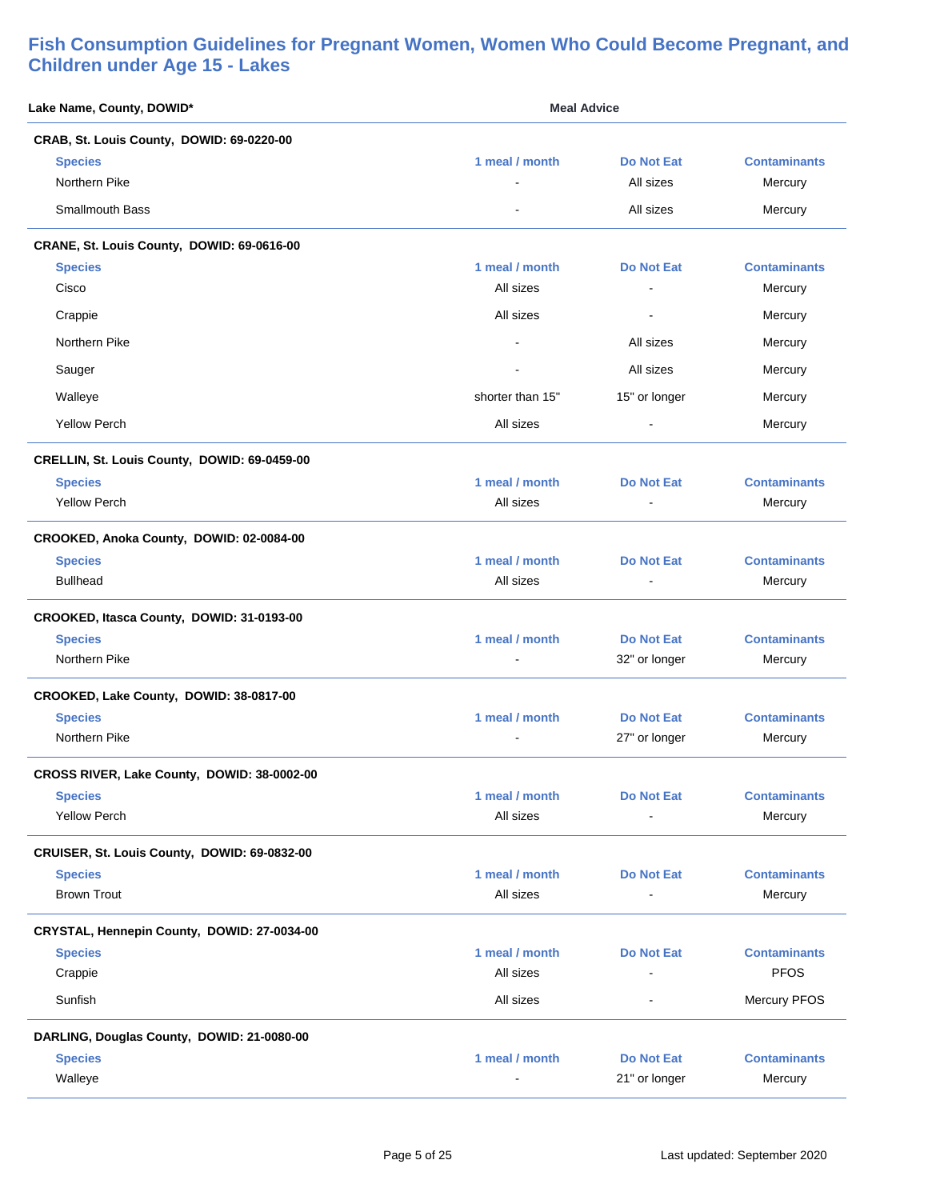## Fish Consumption Guidelines for Pregnant Women, Women Who Could Become Pregnant, and Children under Age 15 - Lakes

| Lake Name, County, DOWID* | Meal Advice | | |
|---|---|---|---|
| **CRAB, St. Louis County, DOWID: 69-0220-00** | | | |
| **Species** | **1 meal / month** | **Do Not Eat** | **Contaminants** |
| Northern Pike | - | All sizes | Mercury |
| Smallmouth Bass | - | All sizes | Mercury |
| **CRANE, St. Louis County, DOWID: 69-0616-00** | | | |
| **Species** | **1 meal / month** | **Do Not Eat** | **Contaminants** |
| Cisco | All sizes | - | Mercury |
| Crappie | All sizes | - | Mercury |
| Northern Pike | - | All sizes | Mercury |
| Sauger | - | All sizes | Mercury |
| Walleye | shorter than 15" | 15" or longer | Mercury |
| Yellow Perch | All sizes | - | Mercury |
| **CRELLIN, St. Louis County, DOWID: 69-0459-00** | | | |
| **Species** | **1 meal / month** | **Do Not Eat** | **Contaminants** |
| Yellow Perch | All sizes | - | Mercury |
| **CROOKED, Anoka County, DOWID: 02-0084-00** | | | |
| **Species** | **1 meal / month** | **Do Not Eat** | **Contaminants** |
| Bullhead | All sizes | - | Mercury |
| **CROOKED, Itasca County, DOWID: 31-0193-00** | | | |
| **Species** | **1 meal / month** | **Do Not Eat** | **Contaminants** |
| Northern Pike | - | 32" or longer | Mercury |
| **CROOKED, Lake County, DOWID: 38-0817-00** | | | |
| **Species** | **1 meal / month** | **Do Not Eat** | **Contaminants** |
| Northern Pike | - | 27" or longer | Mercury |
| **CROSS RIVER, Lake County, DOWID: 38-0002-00** | | | |
| **Species** | **1 meal / month** | **Do Not Eat** | **Contaminants** |
| Yellow Perch | All sizes | - | Mercury |
| **CRUISER, St. Louis County, DOWID: 69-0832-00** | | | |
| **Species** | **1 meal / month** | **Do Not Eat** | **Contaminants** |
| Brown Trout | All sizes | - | Mercury |
| **CRYSTAL, Hennepin County, DOWID: 27-0034-00** | | | |
| **Species** | **1 meal / month** | **Do Not Eat** | **Contaminants** |
| Crappie | All sizes | - | PFOS |
| Sunfish | All sizes | - | Mercury PFOS |
| **DARLING, Douglas County, DOWID: 21-0080-00** | | | |
| **Species** | **1 meal / month** | **Do Not Eat** | **Contaminants** |
| Walleye | - | 21" or longer | Mercury |

Last updated: September 2020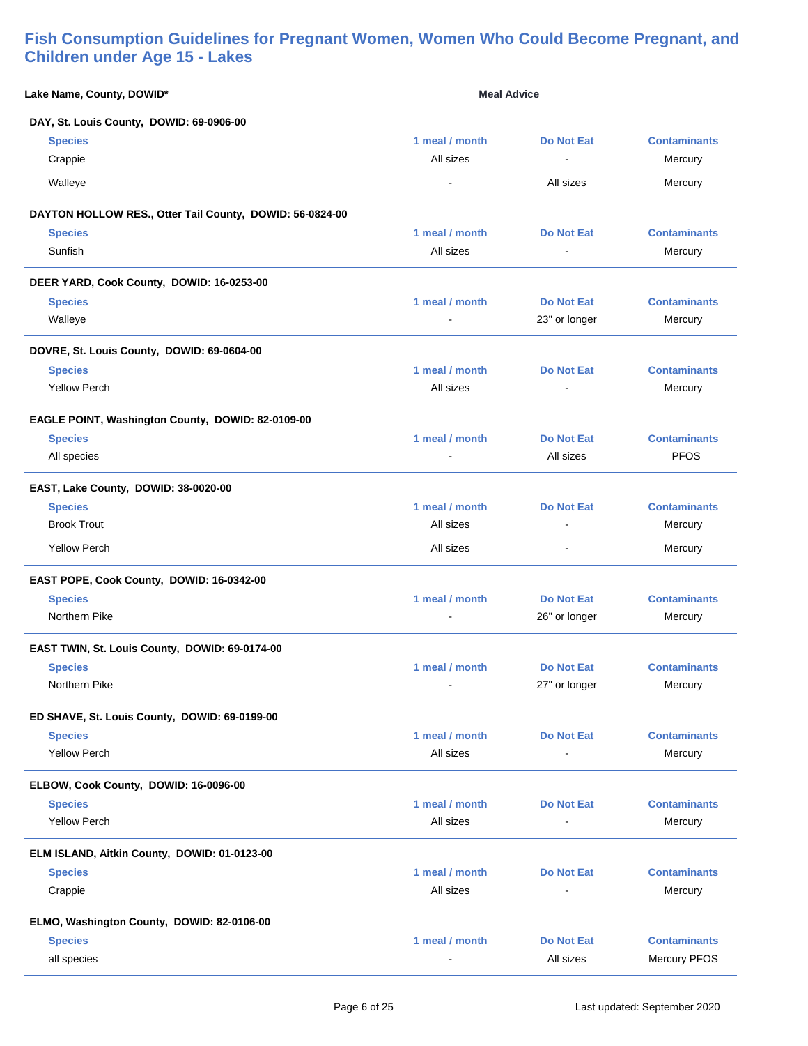# Fish Consumption Guidelines for Pregnant Women, Women Who Could Become Pregnant, and Children under Age 15 - Lakes

**Lake Name, County, DOWID*** — **Meal Advice**

**DAY, St. Louis County, DOWID: 69-0906-00**

| Species | 1 meal / month | Do Not Eat | Contaminants |
|---|---|---|---|
| Crappie | All sizes | - | Mercury |
| Walleye | - | All sizes | Mercury |

**DAYTON HOLLOW RES., Otter Tail County, DOWID: 56-0824-00**

| Species | 1 meal / month | Do Not Eat | Contaminants |
|---|---|---|---|
| Sunfish | All sizes | - | Mercury |

**DEER YARD, Cook County, DOWID: 16-0253-00**

| Species | 1 meal / month | Do Not Eat | Contaminants |
|---|---|---|---|
| Walleye | - | 23" or longer | Mercury |

**DOVRE, St. Louis County, DOWID: 69-0604-00**

| Species | 1 meal / month | Do Not Eat | Contaminants |
|---|---|---|---|
| Yellow Perch | All sizes | - | Mercury |

**EAGLE POINT, Washington County, DOWID: 82-0109-00**

| Species | 1 meal / month | Do Not Eat | Contaminants |
|---|---|---|---|
| All species | - | All sizes | PFOS |

**EAST, Lake County, DOWID: 38-0020-00**

| Species | 1 meal / month | Do Not Eat | Contaminants |
|---|---|---|---|
| Brook Trout | All sizes | - | Mercury |
| Yellow Perch | All sizes | - | Mercury |

**EAST POPE, Cook County, DOWID: 16-0342-00**

| Species | 1 meal / month | Do Not Eat | Contaminants |
|---|---|---|---|
| Northern Pike | - | 26" or longer | Mercury |

**EAST TWIN, St. Louis County, DOWID: 69-0174-00**

| Species | 1 meal / month | Do Not Eat | Contaminants |
|---|---|---|---|
| Northern Pike | - | 27" or longer | Mercury |

**ED SHAVE, St. Louis County, DOWID: 69-0199-00**

| Species | 1 meal / month | Do Not Eat | Contaminants |
|---|---|---|---|
| Yellow Perch | All sizes | - | Mercury |

**ELBOW, Cook County, DOWID: 16-0096-00**

| Species | 1 meal / month | Do Not Eat | Contaminants |
|---|---|---|---|
| Yellow Perch | All sizes | - | Mercury |

**ELM ISLAND, Aitkin County, DOWID: 01-0123-00**

| Species | 1 meal / month | Do Not Eat | Contaminants |
|---|---|---|---|
| Crappie | All sizes | - | Mercury |

**ELMO, Washington County, DOWID: 82-0106-00**

| Species | 1 meal / month | Do Not Eat | Contaminants |
|---|---|---|---|
| all species | - | All sizes | Mercury PFOS |

Last updated: September 2020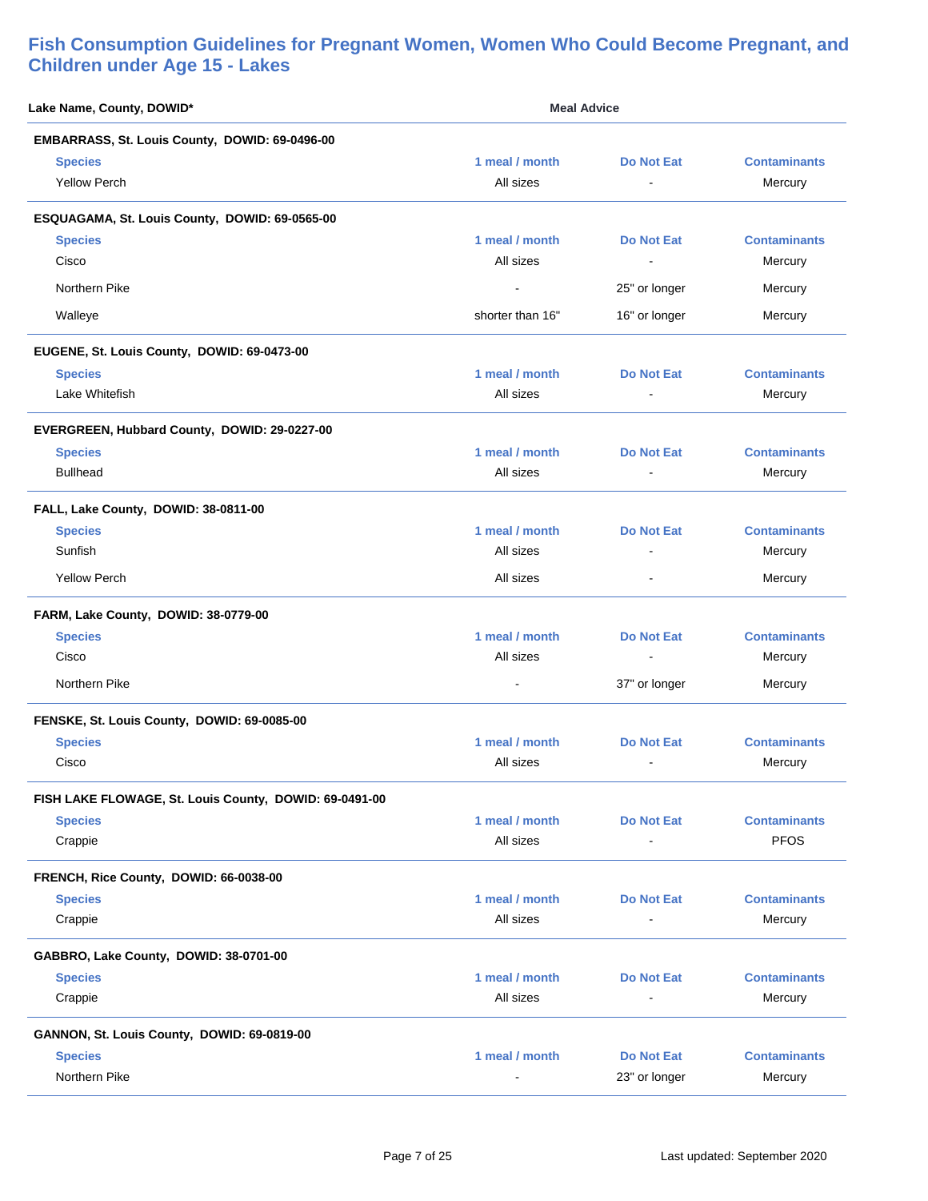## Fish Consumption Guidelines for Pregnant Women, Women Who Could Become Pregnant, and Children under Age 15 - Lakes

| Lake Name, County, DOWID* | Meal Advice | | |
|---|---|---|---|
| **EMBARRASS, St. Louis County, DOWID: 69-0496-00** | | | |
| **Species** | **1 meal / month** | **Do Not Eat** | **Contaminants** |
| Yellow Perch | All sizes | - | Mercury |
| **ESQUAGAMA, St. Louis County, DOWID: 69-0565-00** | | | |
| **Species** | **1 meal / month** | **Do Not Eat** | **Contaminants** |
| Cisco | All sizes | - | Mercury |
| Northern Pike | - | 25" or longer | Mercury |
| Walleye | shorter than 16" | 16" or longer | Mercury |
| **EUGENE, St. Louis County, DOWID: 69-0473-00** | | | |
| **Species** | **1 meal / month** | **Do Not Eat** | **Contaminants** |
| Lake Whitefish | All sizes | - | Mercury |
| **EVERGREEN, Hubbard County, DOWID: 29-0227-00** | | | |
| **Species** | **1 meal / month** | **Do Not Eat** | **Contaminants** |
| Bullhead | All sizes | - | Mercury |
| **FALL, Lake County, DOWID: 38-0811-00** | | | |
| **Species** | **1 meal / month** | **Do Not Eat** | **Contaminants** |
| Sunfish | All sizes | - | Mercury |
| Yellow Perch | All sizes | - | Mercury |
| **FARM, Lake County, DOWID: 38-0779-00** | | | |
| **Species** | **1 meal / month** | **Do Not Eat** | **Contaminants** |
| Cisco | All sizes | - | Mercury |
| Northern Pike | - | 37" or longer | Mercury |
| **FENSKE, St. Louis County, DOWID: 69-0085-00** | | | |
| **Species** | **1 meal / month** | **Do Not Eat** | **Contaminants** |
| Cisco | All sizes | - | Mercury |
| **FISH LAKE FLOWAGE, St. Louis County, DOWID: 69-0491-00** | | | |
| **Species** | **1 meal / month** | **Do Not Eat** | **Contaminants** |
| Crappie | All sizes | - | PFOS |
| **FRENCH, Rice County, DOWID: 66-0038-00** | | | |
| **Species** | **1 meal / month** | **Do Not Eat** | **Contaminants** |
| Crappie | All sizes | - | Mercury |
| **GABBRO, Lake County, DOWID: 38-0701-00** | | | |
| **Species** | **1 meal / month** | **Do Not Eat** | **Contaminants** |
| Crappie | All sizes | - | Mercury |
| **GANNON, St. Louis County, DOWID: 69-0819-00** | | | |
| **Species** | **1 meal / month** | **Do Not Eat** | **Contaminants** |
| Northern Pike | - | 23" or longer | Mercury |

Last updated: September 2020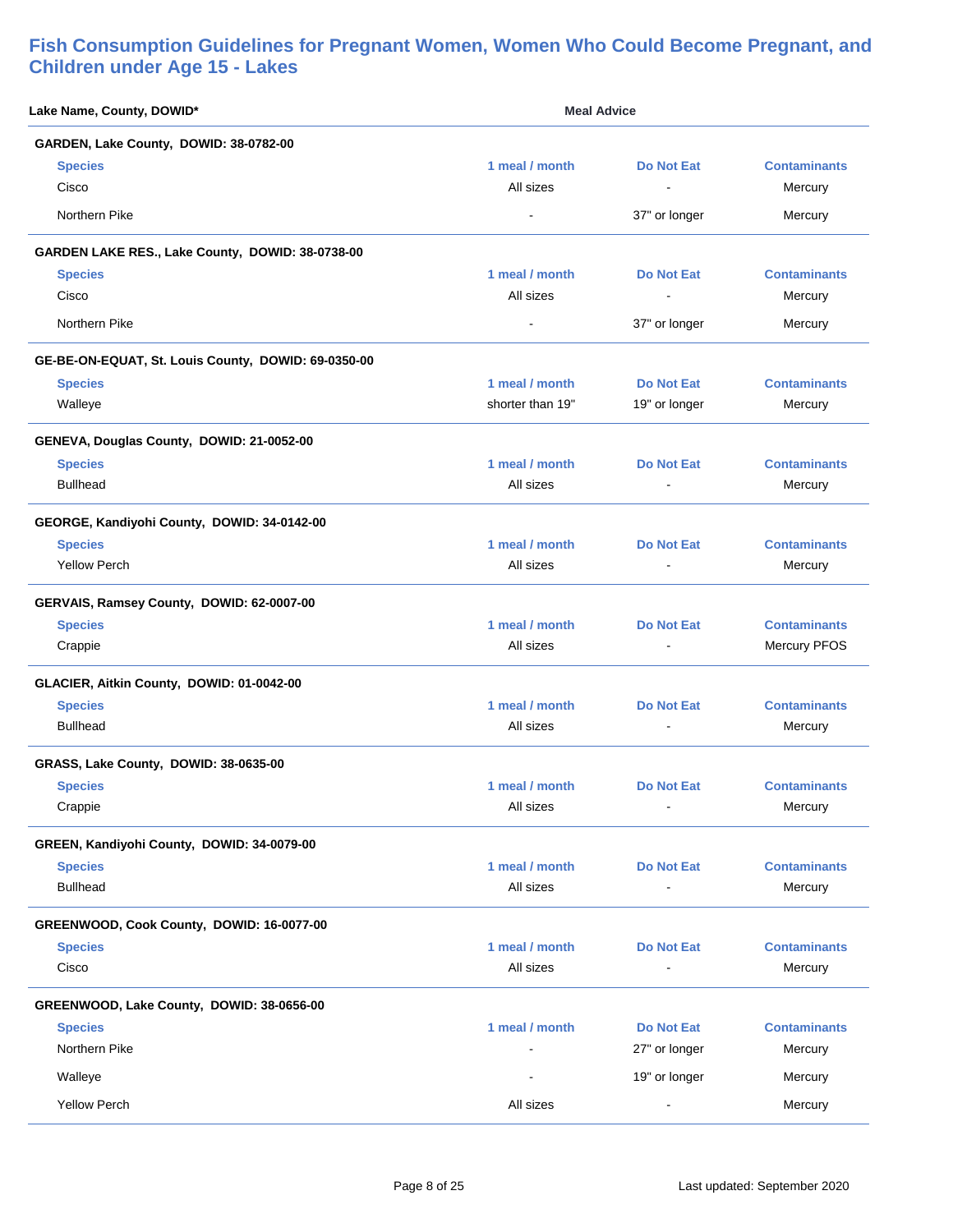## Fish Consumption Guidelines for Pregnant Women, Women Who Could Become Pregnant, and Children under Age 15 - Lakes

**Lake Name, County, DOWID*** — **Meal Advice**

**GARDEN, Lake County, DOWID: 38-0782-00**

| Species | 1 meal / month | Do Not Eat | Contaminants |
|---|---|---|---|
| Cisco | All sizes | - | Mercury |
| Northern Pike | - | 37" or longer | Mercury |

**GARDEN LAKE RES., Lake County, DOWID: 38-0738-00**

| Species | 1 meal / month | Do Not Eat | Contaminants |
|---|---|---|---|
| Cisco | All sizes | - | Mercury |
| Northern Pike | - | 37" or longer | Mercury |

**GE-BE-ON-EQUAT, St. Louis County, DOWID: 69-0350-00**

| Species | 1 meal / month | Do Not Eat | Contaminants |
|---|---|---|---|
| Walleye | shorter than 19" | 19" or longer | Mercury |

**GENEVA, Douglas County, DOWID: 21-0052-00**

| Species | 1 meal / month | Do Not Eat | Contaminants |
|---|---|---|---|
| Bullhead | All sizes | - | Mercury |

**GEORGE, Kandiyohi County, DOWID: 34-0142-00**

| Species | 1 meal / month | Do Not Eat | Contaminants |
|---|---|---|---|
| Yellow Perch | All sizes | - | Mercury |

**GERVAIS, Ramsey County, DOWID: 62-0007-00**

| Species | 1 meal / month | Do Not Eat | Contaminants |
|---|---|---|---|
| Crappie | All sizes | - | Mercury PFOS |

**GLACIER, Aitkin County, DOWID: 01-0042-00**

| Species | 1 meal / month | Do Not Eat | Contaminants |
|---|---|---|---|
| Bullhead | All sizes | - | Mercury |

**GRASS, Lake County, DOWID: 38-0635-00**

| Species | 1 meal / month | Do Not Eat | Contaminants |
|---|---|---|---|
| Crappie | All sizes | - | Mercury |

**GREEN, Kandiyohi County, DOWID: 34-0079-00**

| Species | 1 meal / month | Do Not Eat | Contaminants |
|---|---|---|---|
| Bullhead | All sizes | - | Mercury |

**GREENWOOD, Cook County, DOWID: 16-0077-00**

| Species | 1 meal / month | Do Not Eat | Contaminants |
|---|---|---|---|
| Cisco | All sizes | - | Mercury |

**GREENWOOD, Lake County, DOWID: 38-0656-00**

| Species | 1 meal / month | Do Not Eat | Contaminants |
|---|---|---|---|
| Northern Pike | - | 27" or longer | Mercury |
| Walleye | - | 19" or longer | Mercury |
| Yellow Perch | All sizes | - | Mercury |

Last updated: September 2020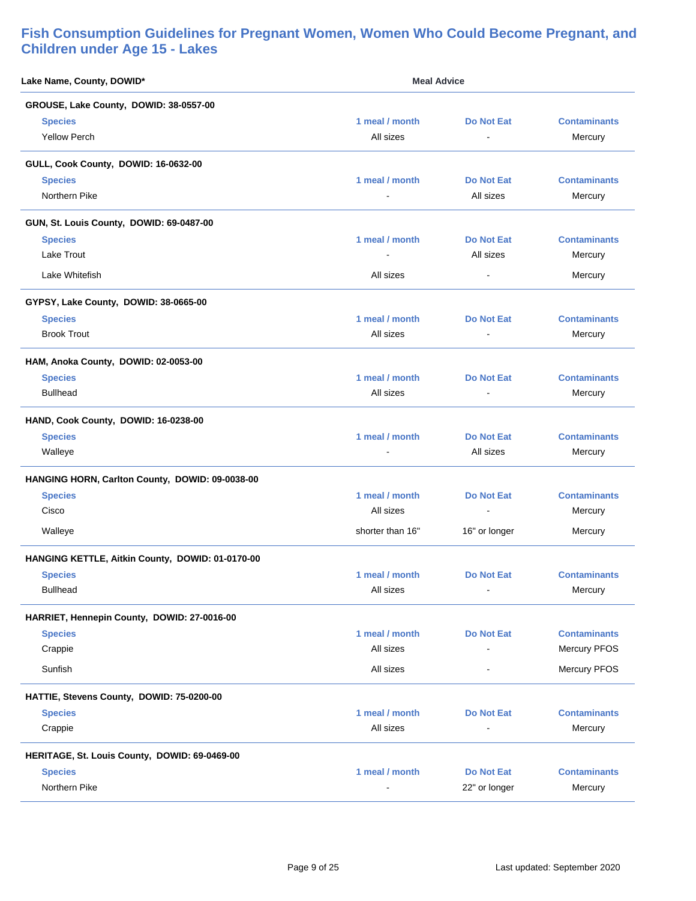## Fish Consumption Guidelines for Pregnant Women, Women Who Could Become Pregnant, and Children under Age 15 - Lakes

**Lake Name, County, DOWID*** — **Meal Advice**

**GROUSE, Lake County, DOWID: 38-0557-00**

| Species | 1 meal / month | Do Not Eat | Contaminants |
|---|---|---|---|
| Yellow Perch | All sizes | - | Mercury |

**GULL, Cook County, DOWID: 16-0632-00**

| Species | 1 meal / month | Do Not Eat | Contaminants |
|---|---|---|---|
| Northern Pike | - | All sizes | Mercury |

**GUN, St. Louis County, DOWID: 69-0487-00**

| Species | 1 meal / month | Do Not Eat | Contaminants |
|---|---|---|---|
| Lake Trout | - | All sizes | Mercury |
| Lake Whitefish | All sizes | - | Mercury |

**GYPSY, Lake County, DOWID: 38-0665-00**

| Species | 1 meal / month | Do Not Eat | Contaminants |
|---|---|---|---|
| Brook Trout | All sizes | - | Mercury |

**HAM, Anoka County, DOWID: 02-0053-00**

| Species | 1 meal / month | Do Not Eat | Contaminants |
|---|---|---|---|
| Bullhead | All sizes | - | Mercury |

**HAND, Cook County, DOWID: 16-0238-00**

| Species | 1 meal / month | Do Not Eat | Contaminants |
|---|---|---|---|
| Walleye | - | All sizes | Mercury |

**HANGING HORN, Carlton County, DOWID: 09-0038-00**

| Species | 1 meal / month | Do Not Eat | Contaminants |
|---|---|---|---|
| Cisco | All sizes | - | Mercury |
| Walleye | shorter than 16" | 16" or longer | Mercury |

**HANGING KETTLE, Aitkin County, DOWID: 01-0170-00**

| Species | 1 meal / month | Do Not Eat | Contaminants |
|---|---|---|---|
| Bullhead | All sizes | - | Mercury |

**HARRIET, Hennepin County, DOWID: 27-0016-00**

| Species | 1 meal / month | Do Not Eat | Contaminants |
|---|---|---|---|
| Crappie | All sizes | - | Mercury PFOS |
| Sunfish | All sizes | - | Mercury PFOS |

**HATTIE, Stevens County, DOWID: 75-0200-00**

| Species | 1 meal / month | Do Not Eat | Contaminants |
|---|---|---|---|
| Crappie | All sizes | - | Mercury |

**HERITAGE, St. Louis County, DOWID: 69-0469-00**

| Species | 1 meal / month | Do Not Eat | Contaminants |
|---|---|---|---|
| Northern Pike | - | 22" or longer | Mercury |

Last updated: September 2020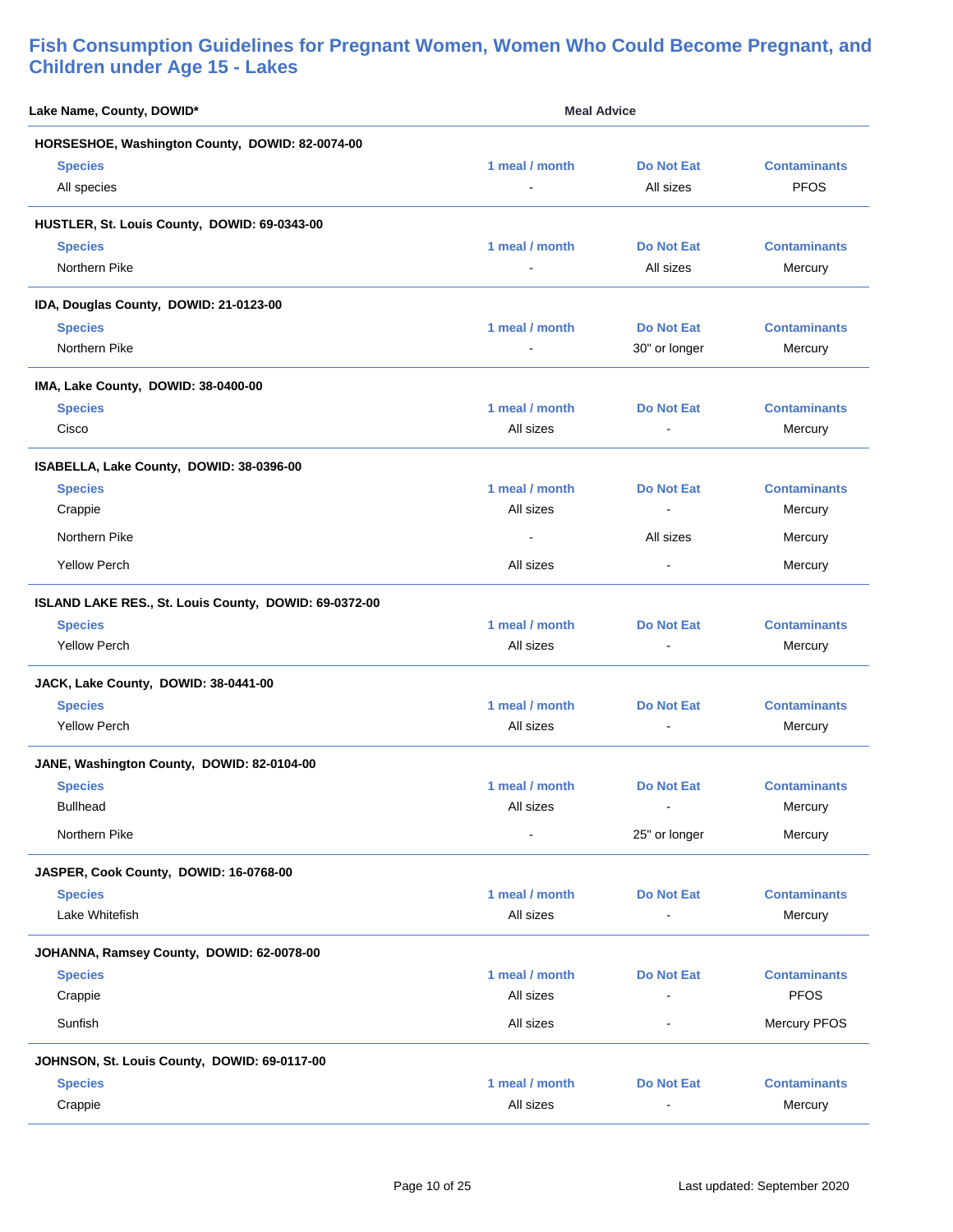## Fish Consumption Guidelines for Pregnant Women, Women Who Could Become Pregnant, and Children under Age 15 - Lakes

**Lake Name, County, DOWID*** — **Meal Advice**

**HORSESHOE, Washington County, DOWID: 82-0074-00**

| Species | 1 meal / month | Do Not Eat | Contaminants |
|---|---|---|---|
| All species | - | All sizes | PFOS |

**HUSTLER, St. Louis County, DOWID: 69-0343-00**

| Species | 1 meal / month | Do Not Eat | Contaminants |
|---|---|---|---|
| Northern Pike | - | All sizes | Mercury |

**IDA, Douglas County, DOWID: 21-0123-00**

| Species | 1 meal / month | Do Not Eat | Contaminants |
|---|---|---|---|
| Northern Pike | - | 30" or longer | Mercury |

**IMA, Lake County, DOWID: 38-0400-00**

| Species | 1 meal / month | Do Not Eat | Contaminants |
|---|---|---|---|
| Cisco | All sizes | - | Mercury |

**ISABELLA, Lake County, DOWID: 38-0396-00**

| Species | 1 meal / month | Do Not Eat | Contaminants |
|---|---|---|---|
| Crappie | All sizes | - | Mercury |
| Northern Pike | - | All sizes | Mercury |
| Yellow Perch | All sizes | - | Mercury |

**ISLAND LAKE RES., St. Louis County, DOWID: 69-0372-00**

| Species | 1 meal / month | Do Not Eat | Contaminants |
|---|---|---|---|
| Yellow Perch | All sizes | - | Mercury |

**JACK, Lake County, DOWID: 38-0441-00**

| Species | 1 meal / month | Do Not Eat | Contaminants |
|---|---|---|---|
| Yellow Perch | All sizes | - | Mercury |

**JANE, Washington County, DOWID: 82-0104-00**

| Species | 1 meal / month | Do Not Eat | Contaminants |
|---|---|---|---|
| Bullhead | All sizes | - | Mercury |
| Northern Pike | - | 25" or longer | Mercury |

**JASPER, Cook County, DOWID: 16-0768-00**

| Species | 1 meal / month | Do Not Eat | Contaminants |
|---|---|---|---|
| Lake Whitefish | All sizes | - | Mercury |

**JOHANNA, Ramsey County, DOWID: 62-0078-00**

| Species | 1 meal / month | Do Not Eat | Contaminants |
|---|---|---|---|
| Crappie | All sizes | - | PFOS |
| Sunfish | All sizes | - | Mercury PFOS |

**JOHNSON, St. Louis County, DOWID: 69-0117-00**

| Species | 1 meal / month | Do Not Eat | Contaminants |
|---|---|---|---|
| Crappie | All sizes | - | Mercury |

Last updated: September 2020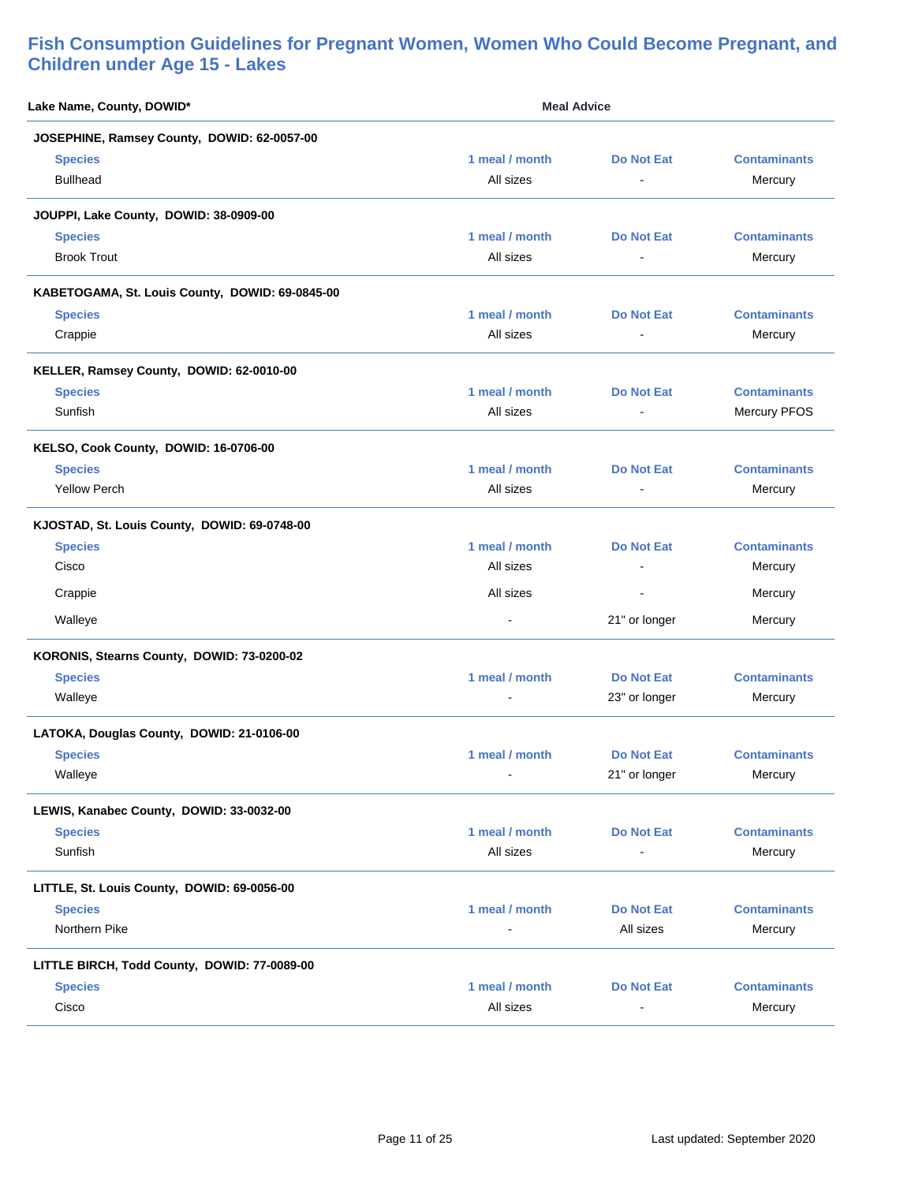## Fish Consumption Guidelines for Pregnant Women, Women Who Could Become Pregnant, and Children under Age 15 - Lakes

| Lake Name, County, DOWID* | Meal Advice | | |
|---|---|---|---|
| **JOSEPHINE, Ramsey County, DOWID: 62-0057-00** | | | |
| **Species** | **1 meal / month** | **Do Not Eat** | **Contaminants** |
| Bullhead | All sizes | - | Mercury |
| **JOUPPI, Lake County, DOWID: 38-0909-00** | | | |
| **Species** | **1 meal / month** | **Do Not Eat** | **Contaminants** |
| Brook Trout | All sizes | - | Mercury |
| **KABETOGAMA, St. Louis County, DOWID: 69-0845-00** | | | |
| **Species** | **1 meal / month** | **Do Not Eat** | **Contaminants** |
| Crappie | All sizes | - | Mercury |
| **KELLER, Ramsey County, DOWID: 62-0010-00** | | | |
| **Species** | **1 meal / month** | **Do Not Eat** | **Contaminants** |
| Sunfish | All sizes | - | Mercury PFOS |
| **KELSO, Cook County, DOWID: 16-0706-00** | | | |
| **Species** | **1 meal / month** | **Do Not Eat** | **Contaminants** |
| Yellow Perch | All sizes | - | Mercury |
| **KJOSTAD, St. Louis County, DOWID: 69-0748-00** | | | |
| **Species** | **1 meal / month** | **Do Not Eat** | **Contaminants** |
| Cisco | All sizes | - | Mercury |
| Crappie | All sizes | - | Mercury |
| Walleye | - | 21" or longer | Mercury |
| **KORONIS, Stearns County, DOWID: 73-0200-02** | | | |
| **Species** | **1 meal / month** | **Do Not Eat** | **Contaminants** |
| Walleye | - | 23" or longer | Mercury |
| **LATOKA, Douglas County, DOWID: 21-0106-00** | | | |
| **Species** | **1 meal / month** | **Do Not Eat** | **Contaminants** |
| Walleye | - | 21" or longer | Mercury |
| **LEWIS, Kanabec County, DOWID: 33-0032-00** | | | |
| **Species** | **1 meal / month** | **Do Not Eat** | **Contaminants** |
| Sunfish | All sizes | - | Mercury |
| **LITTLE, St. Louis County, DOWID: 69-0056-00** | | | |
| **Species** | **1 meal / month** | **Do Not Eat** | **Contaminants** |
| Northern Pike | - | All sizes | Mercury |
| **LITTLE BIRCH, Todd County, DOWID: 77-0089-00** | | | |
| **Species** | **1 meal / month** | **Do Not Eat** | **Contaminants** |
| Cisco | All sizes | - | Mercury |

Last updated: September 2020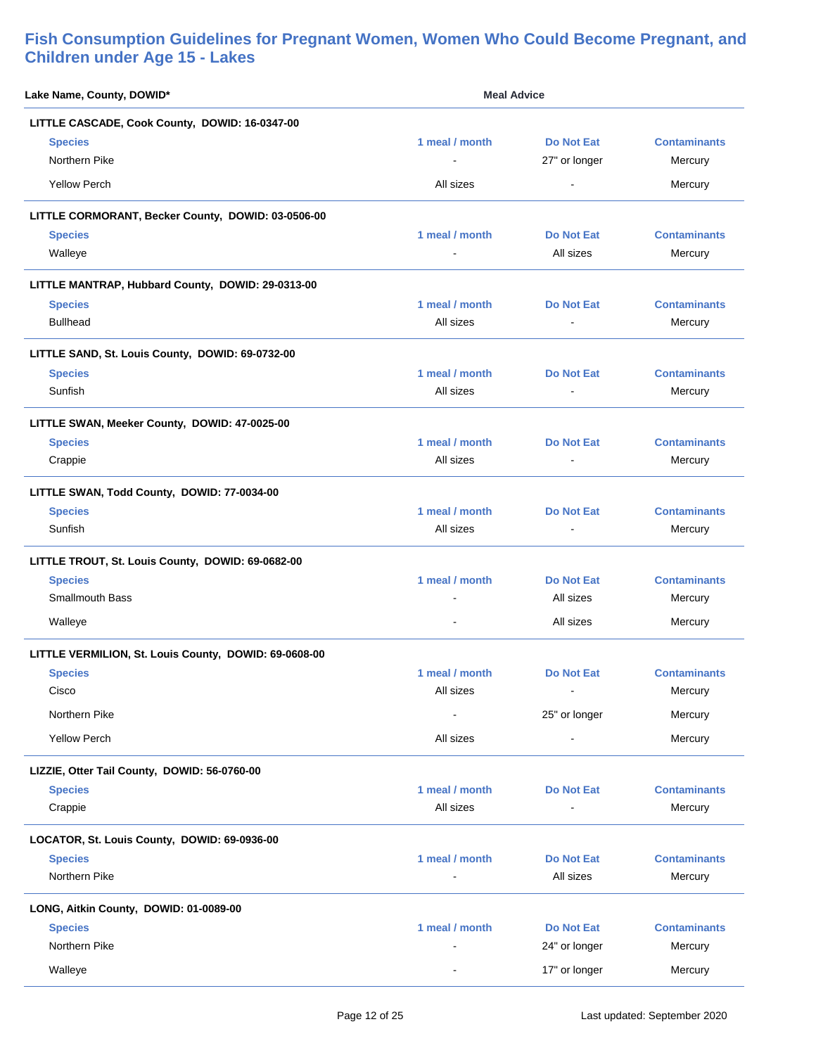## Fish Consumption Guidelines for Pregnant Women, Women Who Could Become Pregnant, and Children under Age 15 - Lakes

**Lake Name, County, DOWID*** — **Meal Advice**

**LITTLE CASCADE, Cook County, DOWID: 16-0347-00**

| Species | 1 meal / month | Do Not Eat | Contaminants |
|---|---|---|---|
| Northern Pike | - | 27" or longer | Mercury |
| Yellow Perch | All sizes | - | Mercury |

**LITTLE CORMORANT, Becker County, DOWID: 03-0506-00**

| Species | 1 meal / month | Do Not Eat | Contaminants |
|---|---|---|---|
| Walleye | - | All sizes | Mercury |

**LITTLE MANTRAP, Hubbard County, DOWID: 29-0313-00**

| Species | 1 meal / month | Do Not Eat | Contaminants |
|---|---|---|---|
| Bullhead | All sizes | - | Mercury |

**LITTLE SAND, St. Louis County, DOWID: 69-0732-00**

| Species | 1 meal / month | Do Not Eat | Contaminants |
|---|---|---|---|
| Sunfish | All sizes | - | Mercury |

**LITTLE SWAN, Meeker County, DOWID: 47-0025-00**

| Species | 1 meal / month | Do Not Eat | Contaminants |
|---|---|---|---|
| Crappie | All sizes | - | Mercury |

**LITTLE SWAN, Todd County, DOWID: 77-0034-00**

| Species | 1 meal / month | Do Not Eat | Contaminants |
|---|---|---|---|
| Sunfish | All sizes | - | Mercury |

**LITTLE TROUT, St. Louis County, DOWID: 69-0682-00**

| Species | 1 meal / month | Do Not Eat | Contaminants |
|---|---|---|---|
| Smallmouth Bass | - | All sizes | Mercury |
| Walleye | - | All sizes | Mercury |

**LITTLE VERMILION, St. Louis County, DOWID: 69-0608-00**

| Species | 1 meal / month | Do Not Eat | Contaminants |
|---|---|---|---|
| Cisco | All sizes | - | Mercury |
| Northern Pike | - | 25" or longer | Mercury |
| Yellow Perch | All sizes | - | Mercury |

**LIZZIE, Otter Tail County, DOWID: 56-0760-00**

| Species | 1 meal / month | Do Not Eat | Contaminants |
|---|---|---|---|
| Crappie | All sizes | - | Mercury |

**LOCATOR, St. Louis County, DOWID: 69-0936-00**

| Species | 1 meal / month | Do Not Eat | Contaminants |
|---|---|---|---|
| Northern Pike | - | All sizes | Mercury |

**LONG, Aitkin County, DOWID: 01-0089-00**

| Species | 1 meal / month | Do Not Eat | Contaminants |
|---|---|---|---|
| Northern Pike | - | 24" or longer | Mercury |
| Walleye | - | 17" or longer | Mercury |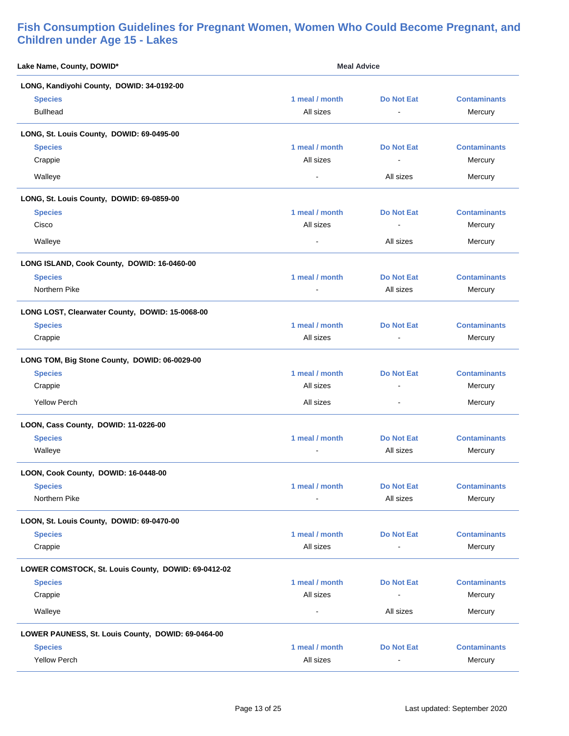## Fish Consumption Guidelines for Pregnant Women, Women Who Could Become Pregnant, and Children under Age 15 - Lakes

| Lake Name, County, DOWID* | Meal Advice | | |
|---|---|---|---|
| **LONG, Kandiyohi County, DOWID: 34-0192-00** | | | |
| **Species** | **1 meal / month** | **Do Not Eat** | **Contaminants** |
| Bullhead | All sizes | - | Mercury |
| **LONG, St. Louis County, DOWID: 69-0495-00** | | | |
| **Species** | **1 meal / month** | **Do Not Eat** | **Contaminants** |
| Crappie | All sizes | - | Mercury |
| Walleye | - | All sizes | Mercury |
| **LONG, St. Louis County, DOWID: 69-0859-00** | | | |
| **Species** | **1 meal / month** | **Do Not Eat** | **Contaminants** |
| Cisco | All sizes | - | Mercury |
| Walleye | - | All sizes | Mercury |
| **LONG ISLAND, Cook County, DOWID: 16-0460-00** | | | |
| **Species** | **1 meal / month** | **Do Not Eat** | **Contaminants** |
| Northern Pike | - | All sizes | Mercury |
| **LONG LOST, Clearwater County, DOWID: 15-0068-00** | | | |
| **Species** | **1 meal / month** | **Do Not Eat** | **Contaminants** |
| Crappie | All sizes | - | Mercury |
| **LONG TOM, Big Stone County, DOWID: 06-0029-00** | | | |
| **Species** | **1 meal / month** | **Do Not Eat** | **Contaminants** |
| Crappie | All sizes | - | Mercury |
| Yellow Perch | All sizes | - | Mercury |
| **LOON, Cass County, DOWID: 11-0226-00** | | | |
| **Species** | **1 meal / month** | **Do Not Eat** | **Contaminants** |
| Walleye | - | All sizes | Mercury |
| **LOON, Cook County, DOWID: 16-0448-00** | | | |
| **Species** | **1 meal / month** | **Do Not Eat** | **Contaminants** |
| Northern Pike | - | All sizes | Mercury |
| **LOON, St. Louis County, DOWID: 69-0470-00** | | | |
| **Species** | **1 meal / month** | **Do Not Eat** | **Contaminants** |
| Crappie | All sizes | - | Mercury |
| **LOWER COMSTOCK, St. Louis County, DOWID: 69-0412-02** | | | |
| **Species** | **1 meal / month** | **Do Not Eat** | **Contaminants** |
| Crappie | All sizes | - | Mercury |
| Walleye | - | All sizes | Mercury |
| **LOWER PAUNESS, St. Louis County, DOWID: 69-0464-00** | | | |
| **Species** | **1 meal / month** | **Do Not Eat** | **Contaminants** |
| Yellow Perch | All sizes | - | Mercury |

Last updated: September 2020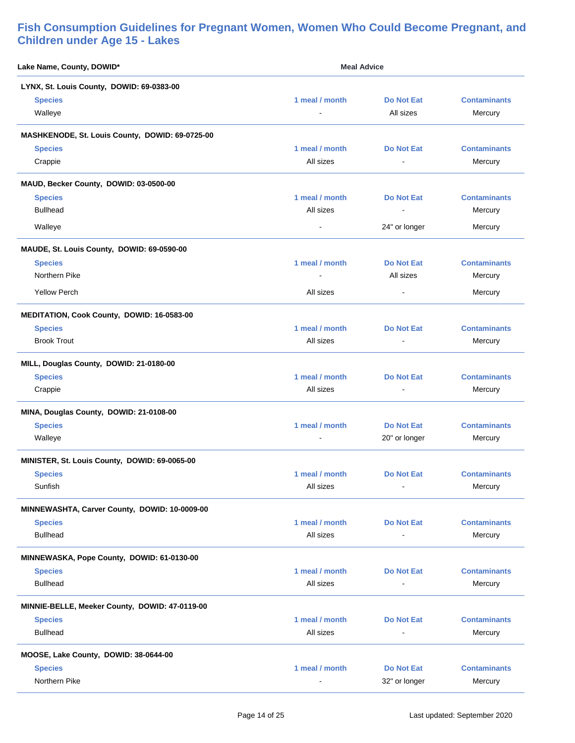## Fish Consumption Guidelines for Pregnant Women, Women Who Could Become Pregnant, and Children under Age 15 - Lakes

**Lake Name, County, DOWID*** — **Meal Advice**

**LYNX, St. Louis County, DOWID: 69-0383-00**

| Species | 1 meal / month | Do Not Eat | Contaminants |
|---|---|---|---|
| Walleye | - | All sizes | Mercury |

**MASHKENODE, St. Louis County, DOWID: 69-0725-00**

| Species | 1 meal / month | Do Not Eat | Contaminants |
|---|---|---|---|
| Crappie | All sizes | - | Mercury |

**MAUD, Becker County, DOWID: 03-0500-00**

| Species | 1 meal / month | Do Not Eat | Contaminants |
|---|---|---|---|
| Bullhead | All sizes | - | Mercury |
| Walleye | - | 24" or longer | Mercury |

**MAUDE, St. Louis County, DOWID: 69-0590-00**

| Species | 1 meal / month | Do Not Eat | Contaminants |
|---|---|---|---|
| Northern Pike | - | All sizes | Mercury |
| Yellow Perch | All sizes | - | Mercury |

**MEDITATION, Cook County, DOWID: 16-0583-00**

| Species | 1 meal / month | Do Not Eat | Contaminants |
|---|---|---|---|
| Brook Trout | All sizes | - | Mercury |

**MILL, Douglas County, DOWID: 21-0180-00**

| Species | 1 meal / month | Do Not Eat | Contaminants |
|---|---|---|---|
| Crappie | All sizes | - | Mercury |

**MINA, Douglas County, DOWID: 21-0108-00**

| Species | 1 meal / month | Do Not Eat | Contaminants |
|---|---|---|---|
| Walleye | - | 20" or longer | Mercury |

**MINISTER, St. Louis County, DOWID: 69-0065-00**

| Species | 1 meal / month | Do Not Eat | Contaminants |
|---|---|---|---|
| Sunfish | All sizes | - | Mercury |

**MINNEWASHTA, Carver County, DOWID: 10-0009-00**

| Species | 1 meal / month | Do Not Eat | Contaminants |
|---|---|---|---|
| Bullhead | All sizes | - | Mercury |

**MINNEWASKA, Pope County, DOWID: 61-0130-00**

| Species | 1 meal / month | Do Not Eat | Contaminants |
|---|---|---|---|
| Bullhead | All sizes | - | Mercury |

**MINNIE-BELLE, Meeker County, DOWID: 47-0119-00**

| Species | 1 meal / month | Do Not Eat | Contaminants |
|---|---|---|---|
| Bullhead | All sizes | - | Mercury |

**MOOSE, Lake County, DOWID: 38-0644-00**

| Species | 1 meal / month | Do Not Eat | Contaminants |
|---|---|---|---|
| Northern Pike | - | 32" or longer | Mercury |

Last updated: September 2020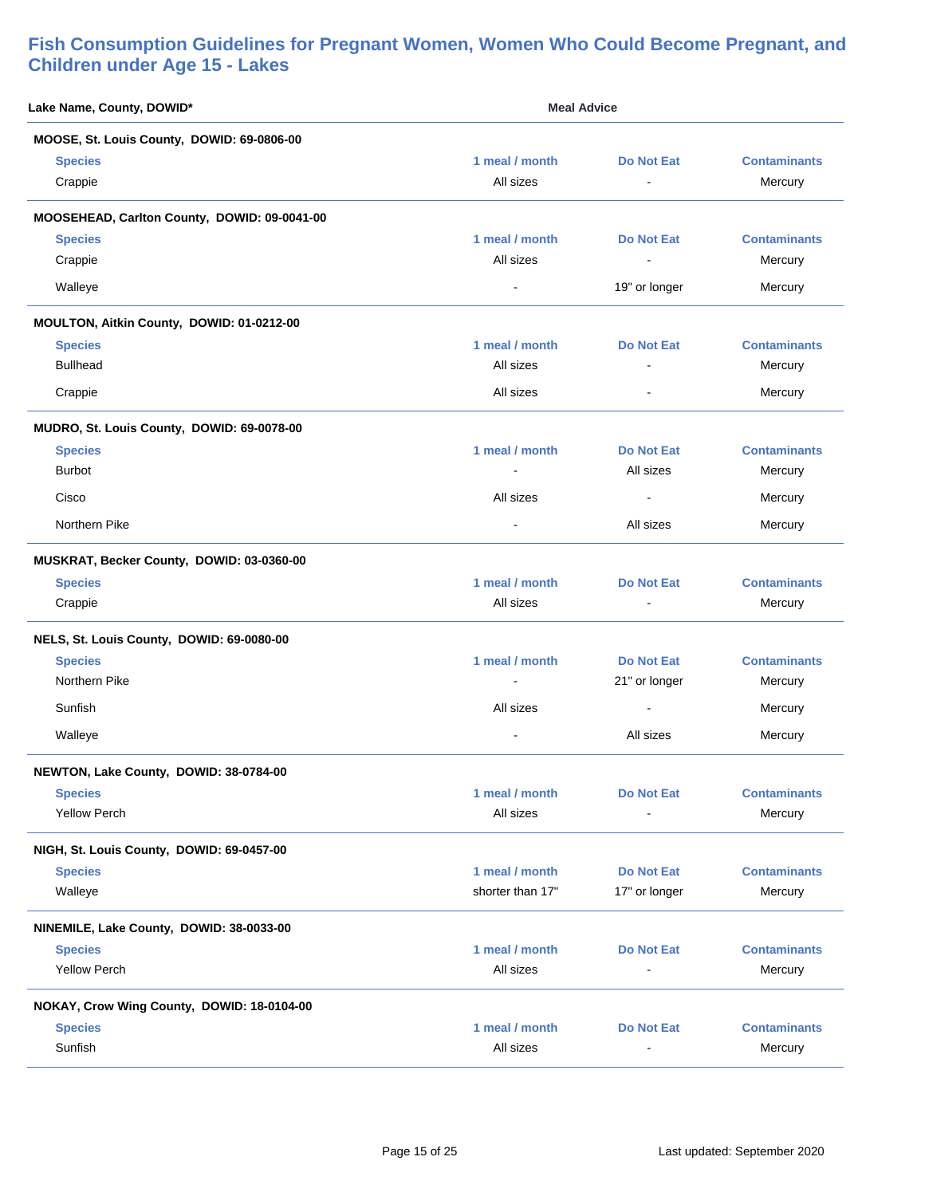## Fish Consumption Guidelines for Pregnant Women, Women Who Could Become Pregnant, and Children under Age 15 - Lakes

**Lake Name, County, DOWID*** — **Meal Advice**

**MOOSE, St. Louis County, DOWID: 69-0806-00**

| Species | 1 meal / month | Do Not Eat | Contaminants |
|---|---|---|---|
| Crappie | All sizes | - | Mercury |

**MOOSEHEAD, Carlton County, DOWID: 09-0041-00**

| Species | 1 meal / month | Do Not Eat | Contaminants |
|---|---|---|---|
| Crappie | All sizes | - | Mercury |
| Walleye | - | 19" or longer | Mercury |

**MOULTON, Aitkin County, DOWID: 01-0212-00**

| Species | 1 meal / month | Do Not Eat | Contaminants |
|---|---|---|---|
| Bullhead | All sizes | - | Mercury |
| Crappie | All sizes | - | Mercury |

**MUDRO, St. Louis County, DOWID: 69-0078-00**

| Species | 1 meal / month | Do Not Eat | Contaminants |
|---|---|---|---|
| Burbot | - | All sizes | Mercury |
| Cisco | All sizes | - | Mercury |
| Northern Pike | - | All sizes | Mercury |

**MUSKRAT, Becker County, DOWID: 03-0360-00**

| Species | 1 meal / month | Do Not Eat | Contaminants |
|---|---|---|---|
| Crappie | All sizes | - | Mercury |

**NELS, St. Louis County, DOWID: 69-0080-00**

| Species | 1 meal / month | Do Not Eat | Contaminants |
|---|---|---|---|
| Northern Pike | - | 21" or longer | Mercury |
| Sunfish | All sizes | - | Mercury |
| Walleye | - | All sizes | Mercury |

**NEWTON, Lake County, DOWID: 38-0784-00**

| Species | 1 meal / month | Do Not Eat | Contaminants |
|---|---|---|---|
| Yellow Perch | All sizes | - | Mercury |

**NIGH, St. Louis County, DOWID: 69-0457-00**

| Species | 1 meal / month | Do Not Eat | Contaminants |
|---|---|---|---|
| Walleye | shorter than 17" | 17" or longer | Mercury |

**NINEMILE, Lake County, DOWID: 38-0033-00**

| Species | 1 meal / month | Do Not Eat | Contaminants |
|---|---|---|---|
| Yellow Perch | All sizes | - | Mercury |

**NOKAY, Crow Wing County, DOWID: 18-0104-00**

| Species | 1 meal / month | Do Not Eat | Contaminants |
|---|---|---|---|
| Sunfish | All sizes | - | Mercury |

Last updated: September 2020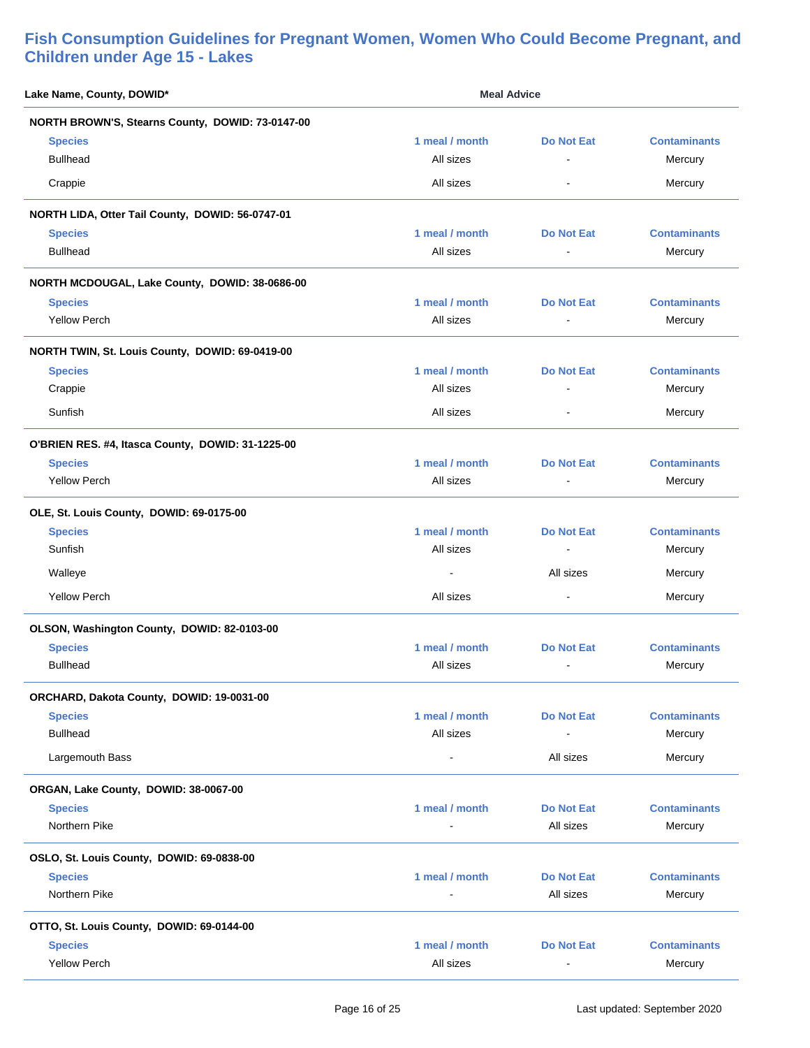## Fish Consumption Guidelines for Pregnant Women, Women Who Could Become Pregnant, and Children under Age 15 - Lakes

| Lake Name, County, DOWID* | Meal Advice | | |
|---|---|---|---|
| **NORTH BROWN'S, Stearns County, DOWID: 73-0147-00** | | | |
| **Species** | **1 meal / month** | **Do Not Eat** | **Contaminants** |
| Bullhead | All sizes | - | Mercury |
| Crappie | All sizes | - | Mercury |
| **NORTH LIDA, Otter Tail County, DOWID: 56-0747-01** | | | |
| **Species** | **1 meal / month** | **Do Not Eat** | **Contaminants** |
| Bullhead | All sizes | - | Mercury |
| **NORTH MCDOUGAL, Lake County, DOWID: 38-0686-00** | | | |
| **Species** | **1 meal / month** | **Do Not Eat** | **Contaminants** |
| Yellow Perch | All sizes | - | Mercury |
| **NORTH TWIN, St. Louis County, DOWID: 69-0419-00** | | | |
| **Species** | **1 meal / month** | **Do Not Eat** | **Contaminants** |
| Crappie | All sizes | - | Mercury |
| Sunfish | All sizes | - | Mercury |
| **O'BRIEN RES. #4, Itasca County, DOWID: 31-1225-00** | | | |
| **Species** | **1 meal / month** | **Do Not Eat** | **Contaminants** |
| Yellow Perch | All sizes | - | Mercury |
| **OLE, St. Louis County, DOWID: 69-0175-00** | | | |
| **Species** | **1 meal / month** | **Do Not Eat** | **Contaminants** |
| Sunfish | All sizes | - | Mercury |
| Walleye | - | All sizes | Mercury |
| Yellow Perch | All sizes | - | Mercury |
| **OLSON, Washington County, DOWID: 82-0103-00** | | | |
| **Species** | **1 meal / month** | **Do Not Eat** | **Contaminants** |
| Bullhead | All sizes | - | Mercury |
| **ORCHARD, Dakota County, DOWID: 19-0031-00** | | | |
| **Species** | **1 meal / month** | **Do Not Eat** | **Contaminants** |
| Bullhead | All sizes | - | Mercury |
| Largemouth Bass | - | All sizes | Mercury |
| **ORGAN, Lake County, DOWID: 38-0067-00** | | | |
| **Species** | **1 meal / month** | **Do Not Eat** | **Contaminants** |
| Northern Pike | - | All sizes | Mercury |
| **OSLO, St. Louis County, DOWID: 69-0838-00** | | | |
| **Species** | **1 meal / month** | **Do Not Eat** | **Contaminants** |
| Northern Pike | - | All sizes | Mercury |
| **OTTO, St. Louis County, DOWID: 69-0144-00** | | | |
| **Species** | **1 meal / month** | **Do Not Eat** | **Contaminants** |
| Yellow Perch | All sizes | - | Mercury |

Last updated: September 2020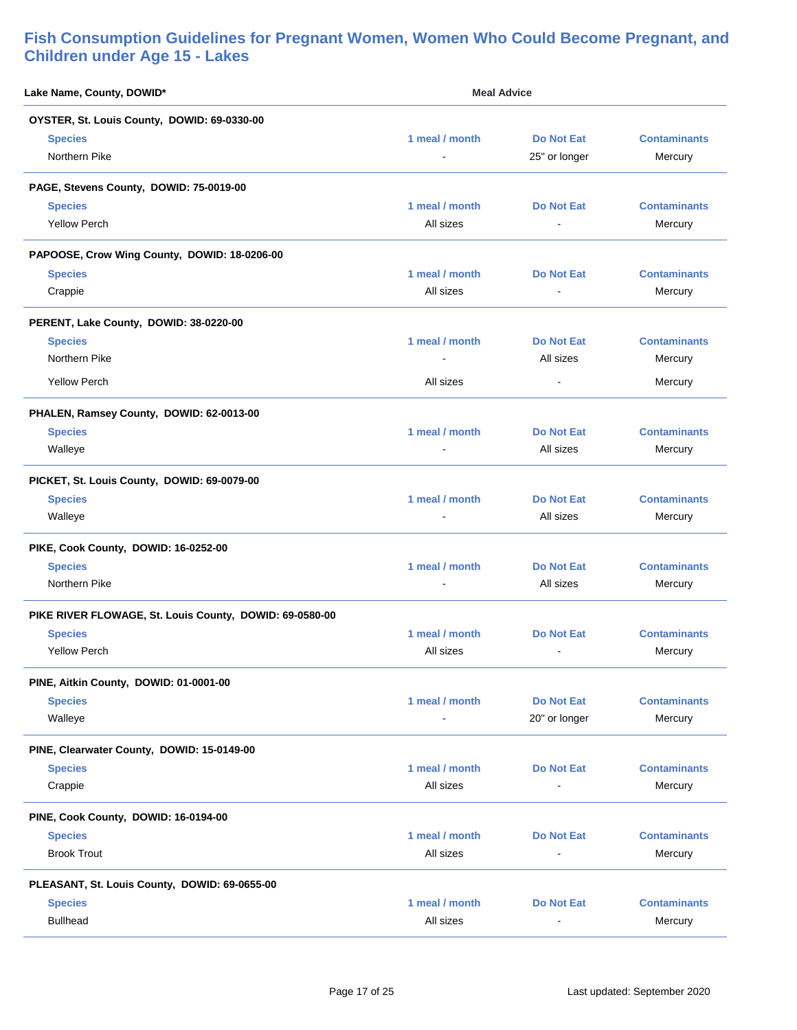## Fish Consumption Guidelines for Pregnant Women, Women Who Could Become Pregnant, and Children under Age 15 - Lakes

| Lake Name, County, DOWID* | Meal Advice | | |
|---|---|---|---|
| **OYSTER, St. Louis County, DOWID: 69-0330-00** | | | |
| **Species** | **1 meal / month** | **Do Not Eat** | **Contaminants** |
| Northern Pike | - | 25" or longer | Mercury |
| **PAGE, Stevens County, DOWID: 75-0019-00** | | | |
| **Species** | **1 meal / month** | **Do Not Eat** | **Contaminants** |
| Yellow Perch | All sizes | - | Mercury |
| **PAPOOSE, Crow Wing County, DOWID: 18-0206-00** | | | |
| **Species** | **1 meal / month** | **Do Not Eat** | **Contaminants** |
| Crappie | All sizes | - | Mercury |
| **PERENT, Lake County, DOWID: 38-0220-00** | | | |
| **Species** | **1 meal / month** | **Do Not Eat** | **Contaminants** |
| Northern Pike | - | All sizes | Mercury |
| Yellow Perch | All sizes | - | Mercury |
| **PHALEN, Ramsey County, DOWID: 62-0013-00** | | | |
| **Species** | **1 meal / month** | **Do Not Eat** | **Contaminants** |
| Walleye | - | All sizes | Mercury |
| **PICKET, St. Louis County, DOWID: 69-0079-00** | | | |
| **Species** | **1 meal / month** | **Do Not Eat** | **Contaminants** |
| Walleye | - | All sizes | Mercury |
| **PIKE, Cook County, DOWID: 16-0252-00** | | | |
| **Species** | **1 meal / month** | **Do Not Eat** | **Contaminants** |
| Northern Pike | - | All sizes | Mercury |
| **PIKE RIVER FLOWAGE, St. Louis County, DOWID: 69-0580-00** | | | |
| **Species** | **1 meal / month** | **Do Not Eat** | **Contaminants** |
| Yellow Perch | All sizes | - | Mercury |
| **PINE, Aitkin County, DOWID: 01-0001-00** | | | |
| **Species** | **1 meal / month** | **Do Not Eat** | **Contaminants** |
| Walleye | - | 20" or longer | Mercury |
| **PINE, Clearwater County, DOWID: 15-0149-00** | | | |
| **Species** | **1 meal / month** | **Do Not Eat** | **Contaminants** |
| Crappie | All sizes | - | Mercury |
| **PINE, Cook County, DOWID: 16-0194-00** | | | |
| **Species** | **1 meal / month** | **Do Not Eat** | **Contaminants** |
| Brook Trout | All sizes | - | Mercury |
| **PLEASANT, St. Louis County, DOWID: 69-0655-00** | | | |
| **Species** | **1 meal / month** | **Do Not Eat** | **Contaminants** |
| Bullhead | All sizes | - | Mercury |

Last updated: September 2020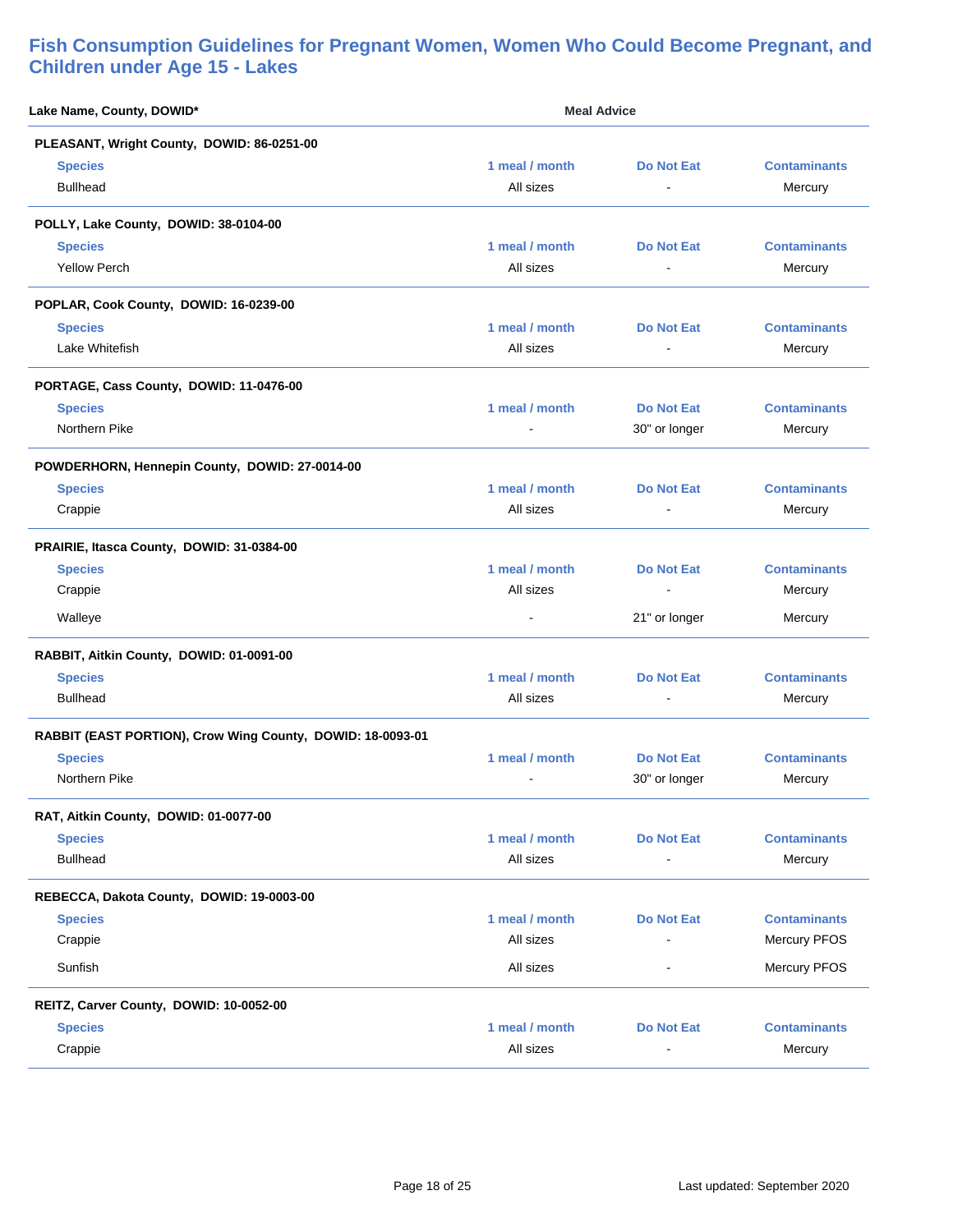## Fish Consumption Guidelines for Pregnant Women, Women Who Could Become Pregnant, and Children under Age 15 - Lakes

| Lake Name, County, DOWID* | Meal Advice | | |
|---|---|---|---|
| **PLEASANT, Wright County, DOWID: 86-0251-00** | | | |
| **Species** | **1 meal / month** | **Do Not Eat** | **Contaminants** |
| Bullhead | All sizes | - | Mercury |
| **POLLY, Lake County, DOWID: 38-0104-00** | | | |
| **Species** | **1 meal / month** | **Do Not Eat** | **Contaminants** |
| Yellow Perch | All sizes | - | Mercury |
| **POPLAR, Cook County, DOWID: 16-0239-00** | | | |
| **Species** | **1 meal / month** | **Do Not Eat** | **Contaminants** |
| Lake Whitefish | All sizes | - | Mercury |
| **PORTAGE, Cass County, DOWID: 11-0476-00** | | | |
| **Species** | **1 meal / month** | **Do Not Eat** | **Contaminants** |
| Northern Pike | - | 30" or longer | Mercury |
| **POWDERHORN, Hennepin County, DOWID: 27-0014-00** | | | |
| **Species** | **1 meal / month** | **Do Not Eat** | **Contaminants** |
| Crappie | All sizes | - | Mercury |
| **PRAIRIE, Itasca County, DOWID: 31-0384-00** | | | |
| **Species** | **1 meal / month** | **Do Not Eat** | **Contaminants** |
| Crappie | All sizes | - | Mercury |
| Walleye | - | 21" or longer | Mercury |
| **RABBIT, Aitkin County, DOWID: 01-0091-00** | | | |
| **Species** | **1 meal / month** | **Do Not Eat** | **Contaminants** |
| Bullhead | All sizes | - | Mercury |
| **RABBIT (EAST PORTION), Crow Wing County, DOWID: 18-0093-01** | | | |
| **Species** | **1 meal / month** | **Do Not Eat** | **Contaminants** |
| Northern Pike | - | 30" or longer | Mercury |
| **RAT, Aitkin County, DOWID: 01-0077-00** | | | |
| **Species** | **1 meal / month** | **Do Not Eat** | **Contaminants** |
| Bullhead | All sizes | - | Mercury |
| **REBECCA, Dakota County, DOWID: 19-0003-00** | | | |
| **Species** | **1 meal / month** | **Do Not Eat** | **Contaminants** |
| Crappie | All sizes | - | Mercury PFOS |
| Sunfish | All sizes | - | Mercury PFOS |
| **REITZ, Carver County, DOWID: 10-0052-00** | | | |
| **Species** | **1 meal / month** | **Do Not Eat** | **Contaminants** |
| Crappie | All sizes | - | Mercury |

Last updated: September 2020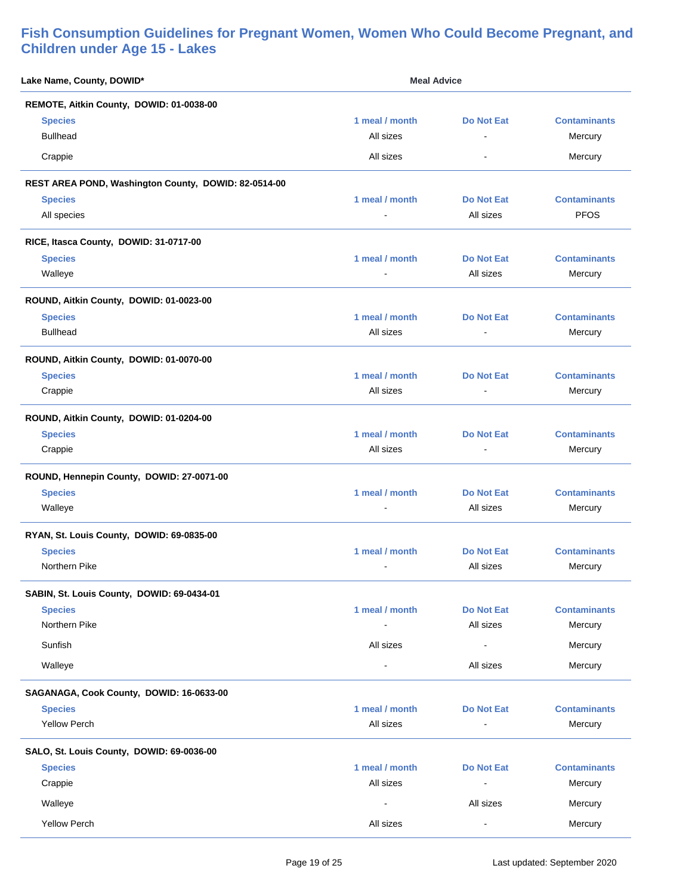## Fish Consumption Guidelines for Pregnant Women, Women Who Could Become Pregnant, and Children under Age 15 - Lakes

| Lake Name, County, DOWID* | Meal Advice | | |
|---|---|---|---|
| **REMOTE, Aitkin County, DOWID: 01-0038-00** | | | |
| **Species** | **1 meal / month** | **Do Not Eat** | **Contaminants** |
| Bullhead | All sizes | - | Mercury |
| Crappie | All sizes | - | Mercury |
| **REST AREA POND, Washington County, DOWID: 82-0514-00** | | | |
| **Species** | **1 meal / month** | **Do Not Eat** | **Contaminants** |
| All species | - | All sizes | PFOS |
| **RICE, Itasca County, DOWID: 31-0717-00** | | | |
| **Species** | **1 meal / month** | **Do Not Eat** | **Contaminants** |
| Walleye | - | All sizes | Mercury |
| **ROUND, Aitkin County, DOWID: 01-0023-00** | | | |
| **Species** | **1 meal / month** | **Do Not Eat** | **Contaminants** |
| Bullhead | All sizes | - | Mercury |
| **ROUND, Aitkin County, DOWID: 01-0070-00** | | | |
| **Species** | **1 meal / month** | **Do Not Eat** | **Contaminants** |
| Crappie | All sizes | - | Mercury |
| **ROUND, Aitkin County, DOWID: 01-0204-00** | | | |
| **Species** | **1 meal / month** | **Do Not Eat** | **Contaminants** |
| Crappie | All sizes | - | Mercury |
| **ROUND, Hennepin County, DOWID: 27-0071-00** | | | |
| **Species** | **1 meal / month** | **Do Not Eat** | **Contaminants** |
| Walleye | - | All sizes | Mercury |
| **RYAN, St. Louis County, DOWID: 69-0835-00** | | | |
| **Species** | **1 meal / month** | **Do Not Eat** | **Contaminants** |
| Northern Pike | - | All sizes | Mercury |
| **SABIN, St. Louis County, DOWID: 69-0434-01** | | | |
| **Species** | **1 meal / month** | **Do Not Eat** | **Contaminants** |
| Northern Pike | - | All sizes | Mercury |
| Sunfish | All sizes | - | Mercury |
| Walleye | - | All sizes | Mercury |
| **SAGANAGA, Cook County, DOWID: 16-0633-00** | | | |
| **Species** | **1 meal / month** | **Do Not Eat** | **Contaminants** |
| Yellow Perch | All sizes | - | Mercury |
| **SALO, St. Louis County, DOWID: 69-0036-00** | | | |
| **Species** | **1 meal / month** | **Do Not Eat** | **Contaminants** |
| Crappie | All sizes | - | Mercury |
| Walleye | - | All sizes | Mercury |
| Yellow Perch | All sizes | - | Mercury |

Last updated: September 2020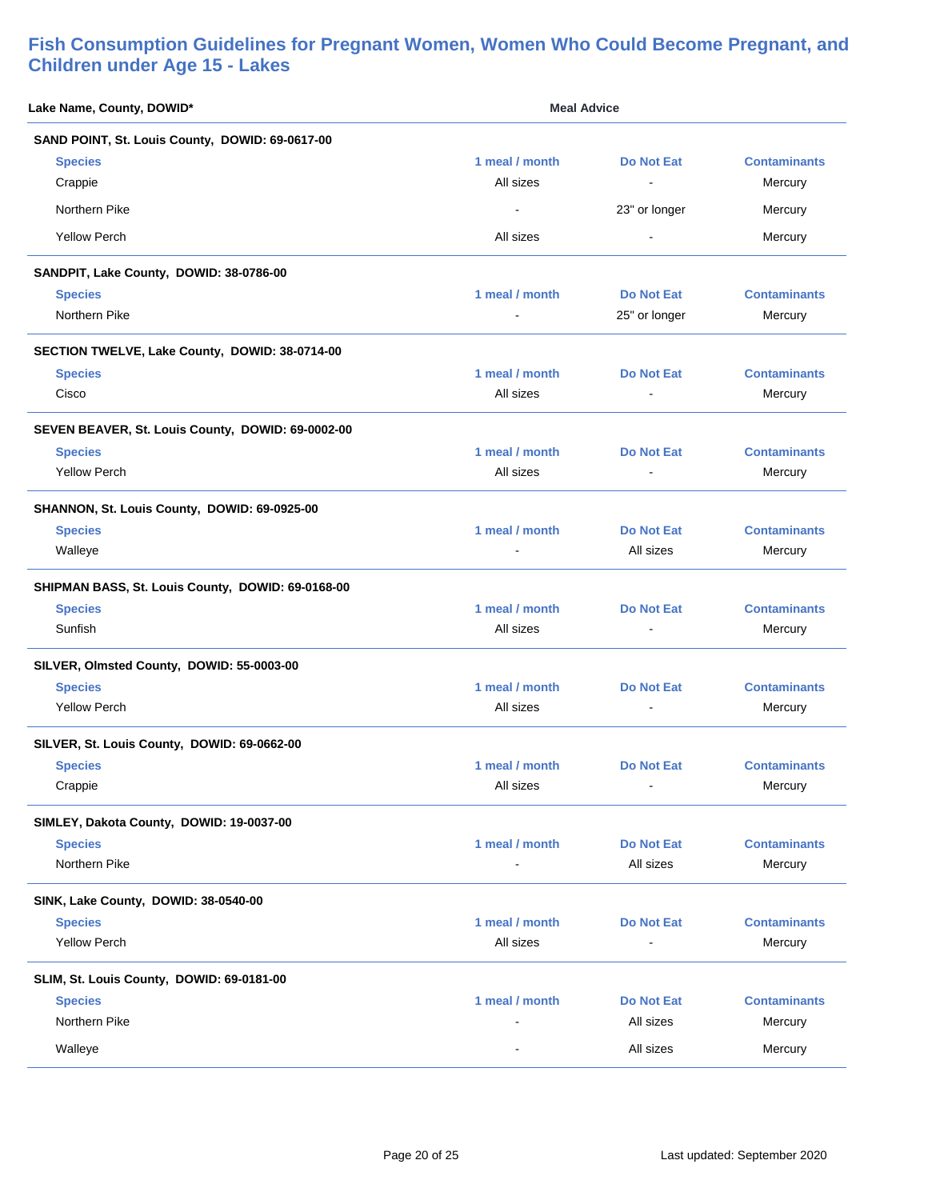## Fish Consumption Guidelines for Pregnant Women, Women Who Could Become Pregnant, and Children under Age 15 - Lakes

**Lake Name, County, DOWID*** — **Meal Advice**

**SAND POINT, St. Louis County, DOWID: 69-0617-00**

| Species | 1 meal / month | Do Not Eat | Contaminants |
|---|---|---|---|
| Crappie | All sizes | - | Mercury |
| Northern Pike | - | 23" or longer | Mercury |
| Yellow Perch | All sizes | - | Mercury |

**SANDPIT, Lake County, DOWID: 38-0786-00**

| Species | 1 meal / month | Do Not Eat | Contaminants |
|---|---|---|---|
| Northern Pike | - | 25" or longer | Mercury |

**SECTION TWELVE, Lake County, DOWID: 38-0714-00**

| Species | 1 meal / month | Do Not Eat | Contaminants |
|---|---|---|---|
| Cisco | All sizes | - | Mercury |

**SEVEN BEAVER, St. Louis County, DOWID: 69-0002-00**

| Species | 1 meal / month | Do Not Eat | Contaminants |
|---|---|---|---|
| Yellow Perch | All sizes | - | Mercury |

**SHANNON, St. Louis County, DOWID: 69-0925-00**

| Species | 1 meal / month | Do Not Eat | Contaminants |
|---|---|---|---|
| Walleye | - | All sizes | Mercury |

**SHIPMAN BASS, St. Louis County, DOWID: 69-0168-00**

| Species | 1 meal / month | Do Not Eat | Contaminants |
|---|---|---|---|
| Sunfish | All sizes | - | Mercury |

**SILVER, Olmsted County, DOWID: 55-0003-00**

| Species | 1 meal / month | Do Not Eat | Contaminants |
|---|---|---|---|
| Yellow Perch | All sizes | - | Mercury |

**SILVER, St. Louis County, DOWID: 69-0662-00**

| Species | 1 meal / month | Do Not Eat | Contaminants |
|---|---|---|---|
| Crappie | All sizes | - | Mercury |

**SIMLEY, Dakota County, DOWID: 19-0037-00**

| Species | 1 meal / month | Do Not Eat | Contaminants |
|---|---|---|---|
| Northern Pike | - | All sizes | Mercury |

**SINK, Lake County, DOWID: 38-0540-00**

| Species | 1 meal / month | Do Not Eat | Contaminants |
|---|---|---|---|
| Yellow Perch | All sizes | - | Mercury |

**SLIM, St. Louis County, DOWID: 69-0181-00**

| Species | 1 meal / month | Do Not Eat | Contaminants |
|---|---|---|---|
| Northern Pike | - | All sizes | Mercury |
| Walleye | - | All sizes | Mercury |

Last updated: September 2020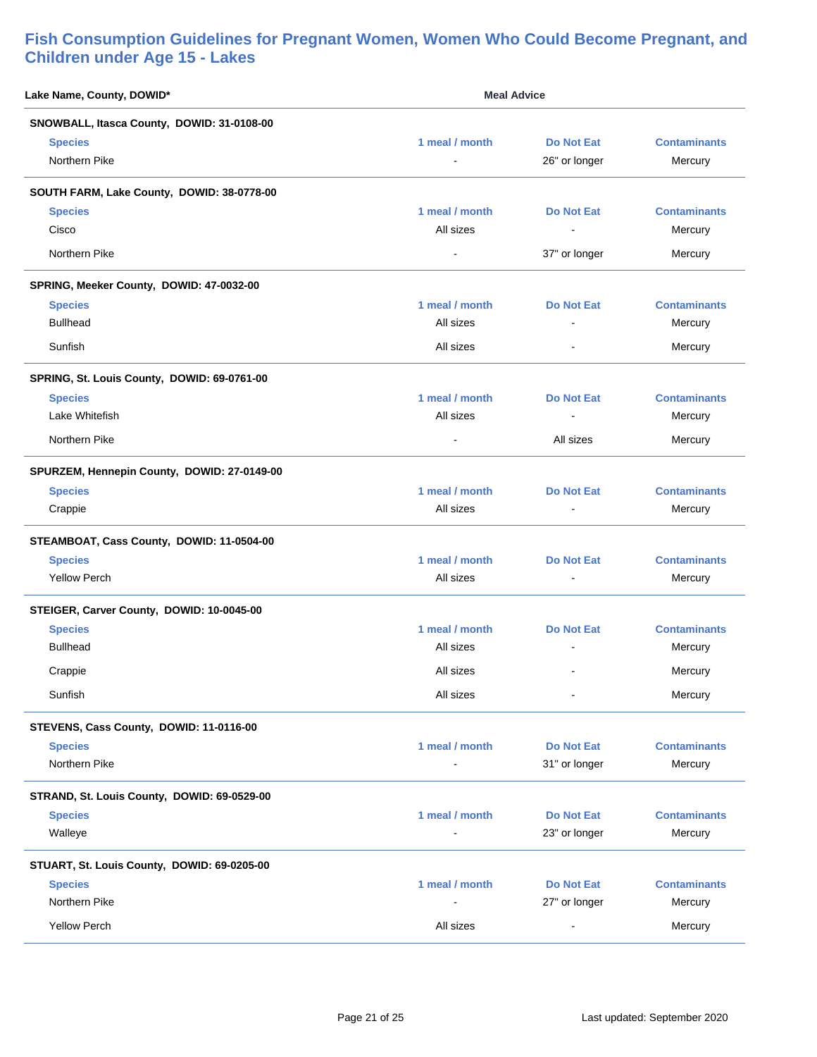## Fish Consumption Guidelines for Pregnant Women, Women Who Could Become Pregnant, and Children under Age 15 - Lakes

**Lake Name, County, DOWID*** — **Meal Advice**

**SNOWBALL, Itasca County, DOWID: 31-0108-00**

| Species | 1 meal / month | Do Not Eat | Contaminants |
|---|---|---|---|
| Northern Pike | - | 26" or longer | Mercury |

**SOUTH FARM, Lake County, DOWID: 38-0778-00**

| Species | 1 meal / month | Do Not Eat | Contaminants |
|---|---|---|---|
| Cisco | All sizes | - | Mercury |
| Northern Pike | - | 37" or longer | Mercury |

**SPRING, Meeker County, DOWID: 47-0032-00**

| Species | 1 meal / month | Do Not Eat | Contaminants |
|---|---|---|---|
| Bullhead | All sizes | - | Mercury |
| Sunfish | All sizes | - | Mercury |

**SPRING, St. Louis County, DOWID: 69-0761-00**

| Species | 1 meal / month | Do Not Eat | Contaminants |
|---|---|---|---|
| Lake Whitefish | All sizes | - | Mercury |
| Northern Pike | - | All sizes | Mercury |

**SPURZEM, Hennepin County, DOWID: 27-0149-00**

| Species | 1 meal / month | Do Not Eat | Contaminants |
|---|---|---|---|
| Crappie | All sizes | - | Mercury |

**STEAMBOAT, Cass County, DOWID: 11-0504-00**

| Species | 1 meal / month | Do Not Eat | Contaminants |
|---|---|---|---|
| Yellow Perch | All sizes | - | Mercury |

**STEIGER, Carver County, DOWID: 10-0045-00**

| Species | 1 meal / month | Do Not Eat | Contaminants |
|---|---|---|---|
| Bullhead | All sizes | - | Mercury |
| Crappie | All sizes | - | Mercury |
| Sunfish | All sizes | - | Mercury |

**STEVENS, Cass County, DOWID: 11-0116-00**

| Species | 1 meal / month | Do Not Eat | Contaminants |
|---|---|---|---|
| Northern Pike | - | 31" or longer | Mercury |

**STRAND, St. Louis County, DOWID: 69-0529-00**

| Species | 1 meal / month | Do Not Eat | Contaminants |
|---|---|---|---|
| Walleye | - | 23" or longer | Mercury |

**STUART, St. Louis County, DOWID: 69-0205-00**

| Species | 1 meal / month | Do Not Eat | Contaminants |
|---|---|---|---|
| Northern Pike | - | 27" or longer | Mercury |
| Yellow Perch | All sizes | - | Mercury |

Last updated: September 2020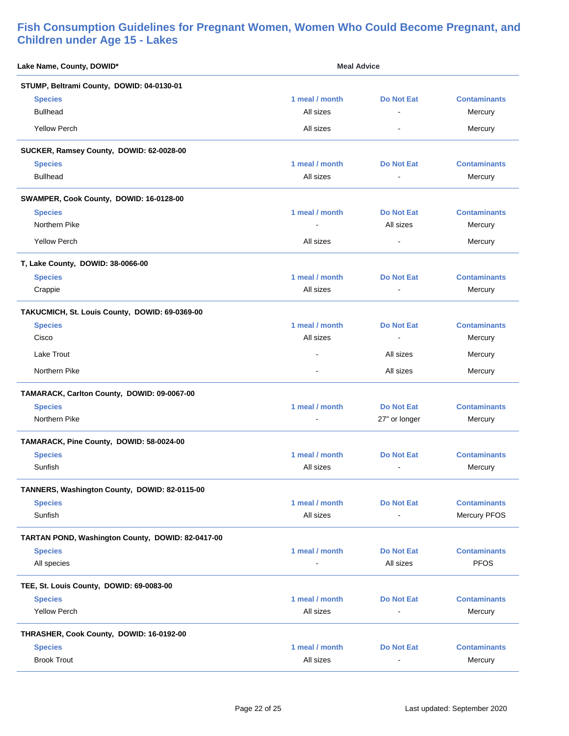## Fish Consumption Guidelines for Pregnant Women, Women Who Could Become Pregnant, and Children under Age 15 - Lakes

| Lake Name, County, DOWID* | Meal Advice | | |
|---|---|---|---|
| **STUMP, Beltrami County, DOWID: 04-0130-01** | | | |
| **Species** | **1 meal / month** | **Do Not Eat** | **Contaminants** |
| Bullhead | All sizes | - | Mercury |
| Yellow Perch | All sizes | - | Mercury |
| **SUCKER, Ramsey County, DOWID: 62-0028-00** | | | |
| **Species** | **1 meal / month** | **Do Not Eat** | **Contaminants** |
| Bullhead | All sizes | - | Mercury |
| **SWAMPER, Cook County, DOWID: 16-0128-00** | | | |
| **Species** | **1 meal / month** | **Do Not Eat** | **Contaminants** |
| Northern Pike | - | All sizes | Mercury |
| Yellow Perch | All sizes | - | Mercury |
| **T, Lake County, DOWID: 38-0066-00** | | | |
| **Species** | **1 meal / month** | **Do Not Eat** | **Contaminants** |
| Crappie | All sizes | - | Mercury |
| **TAKUCMICH, St. Louis County, DOWID: 69-0369-00** | | | |
| **Species** | **1 meal / month** | **Do Not Eat** | **Contaminants** |
| Cisco | All sizes | - | Mercury |
| Lake Trout | - | All sizes | Mercury |
| Northern Pike | - | All sizes | Mercury |
| **TAMARACK, Carlton County, DOWID: 09-0067-00** | | | |
| **Species** | **1 meal / month** | **Do Not Eat** | **Contaminants** |
| Northern Pike | - | 27" or longer | Mercury |
| **TAMARACK, Pine County, DOWID: 58-0024-00** | | | |
| **Species** | **1 meal / month** | **Do Not Eat** | **Contaminants** |
| Sunfish | All sizes | - | Mercury |
| **TANNERS, Washington County, DOWID: 82-0115-00** | | | |
| **Species** | **1 meal / month** | **Do Not Eat** | **Contaminants** |
| Sunfish | All sizes | - | Mercury PFOS |
| **TARTAN POND, Washington County, DOWID: 82-0417-00** | | | |
| **Species** | **1 meal / month** | **Do Not Eat** | **Contaminants** |
| All species | - | All sizes | PFOS |
| **TEE, St. Louis County, DOWID: 69-0083-00** | | | |
| **Species** | **1 meal / month** | **Do Not Eat** | **Contaminants** |
| Yellow Perch | All sizes | - | Mercury |
| **THRASHER, Cook County, DOWID: 16-0192-00** | | | |
| **Species** | **1 meal / month** | **Do Not Eat** | **Contaminants** |
| Brook Trout | All sizes | - | Mercury |

Last updated: September 2020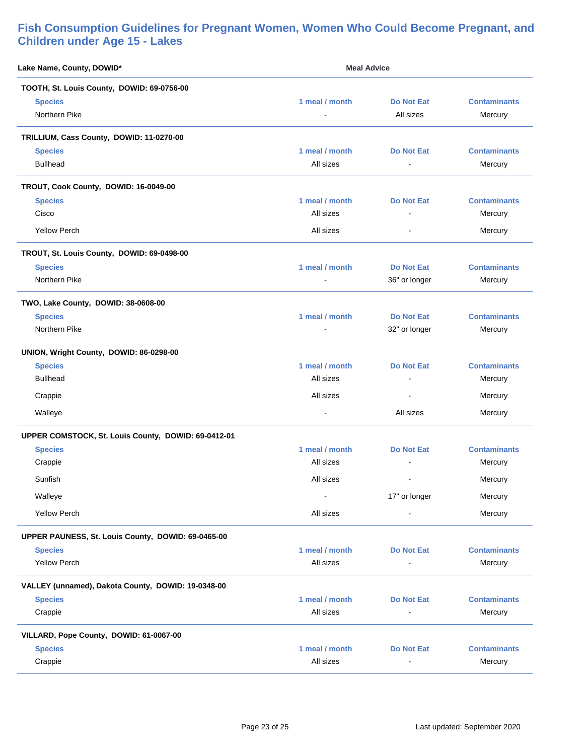## Fish Consumption Guidelines for Pregnant Women, Women Who Could Become Pregnant, and Children under Age 15 - Lakes

**Lake Name, County, DOWID*** — **Meal Advice**

**TOOTH, St. Louis County, DOWID: 69-0756-00**

| Species | 1 meal / month | Do Not Eat | Contaminants |
|---|---|---|---|
| Northern Pike | - | All sizes | Mercury |

**TRILLIUM, Cass County, DOWID: 11-0270-00**

| Species | 1 meal / month | Do Not Eat | Contaminants |
|---|---|---|---|
| Bullhead | All sizes | - | Mercury |

**TROUT, Cook County, DOWID: 16-0049-00**

| Species | 1 meal / month | Do Not Eat | Contaminants |
|---|---|---|---|
| Cisco | All sizes | - | Mercury |
| Yellow Perch | All sizes | - | Mercury |

**TROUT, St. Louis County, DOWID: 69-0498-00**

| Species | 1 meal / month | Do Not Eat | Contaminants |
|---|---|---|---|
| Northern Pike | - | 36" or longer | Mercury |

**TWO, Lake County, DOWID: 38-0608-00**

| Species | 1 meal / month | Do Not Eat | Contaminants |
|---|---|---|---|
| Northern Pike | - | 32" or longer | Mercury |

**UNION, Wright County, DOWID: 86-0298-00**

| Species | 1 meal / month | Do Not Eat | Contaminants |
|---|---|---|---|
| Bullhead | All sizes | - | Mercury |
| Crappie | All sizes | - | Mercury |
| Walleye | - | All sizes | Mercury |

**UPPER COMSTOCK, St. Louis County, DOWID: 69-0412-01**

| Species | 1 meal / month | Do Not Eat | Contaminants |
|---|---|---|---|
| Crappie | All sizes | - | Mercury |
| Sunfish | All sizes | - | Mercury |
| Walleye | - | 17" or longer | Mercury |
| Yellow Perch | All sizes | - | Mercury |

**UPPER PAUNESS, St. Louis County, DOWID: 69-0465-00**

| Species | 1 meal / month | Do Not Eat | Contaminants |
|---|---|---|---|
| Yellow Perch | All sizes | - | Mercury |

**VALLEY (unnamed), Dakota County, DOWID: 19-0348-00**

| Species | 1 meal / month | Do Not Eat | Contaminants |
|---|---|---|---|
| Crappie | All sizes | - | Mercury |

**VILLARD, Pope County, DOWID: 61-0067-00**

| Species | 1 meal / month | Do Not Eat | Contaminants |
|---|---|---|---|
| Crappie | All sizes | - | Mercury |

Last updated: September 2020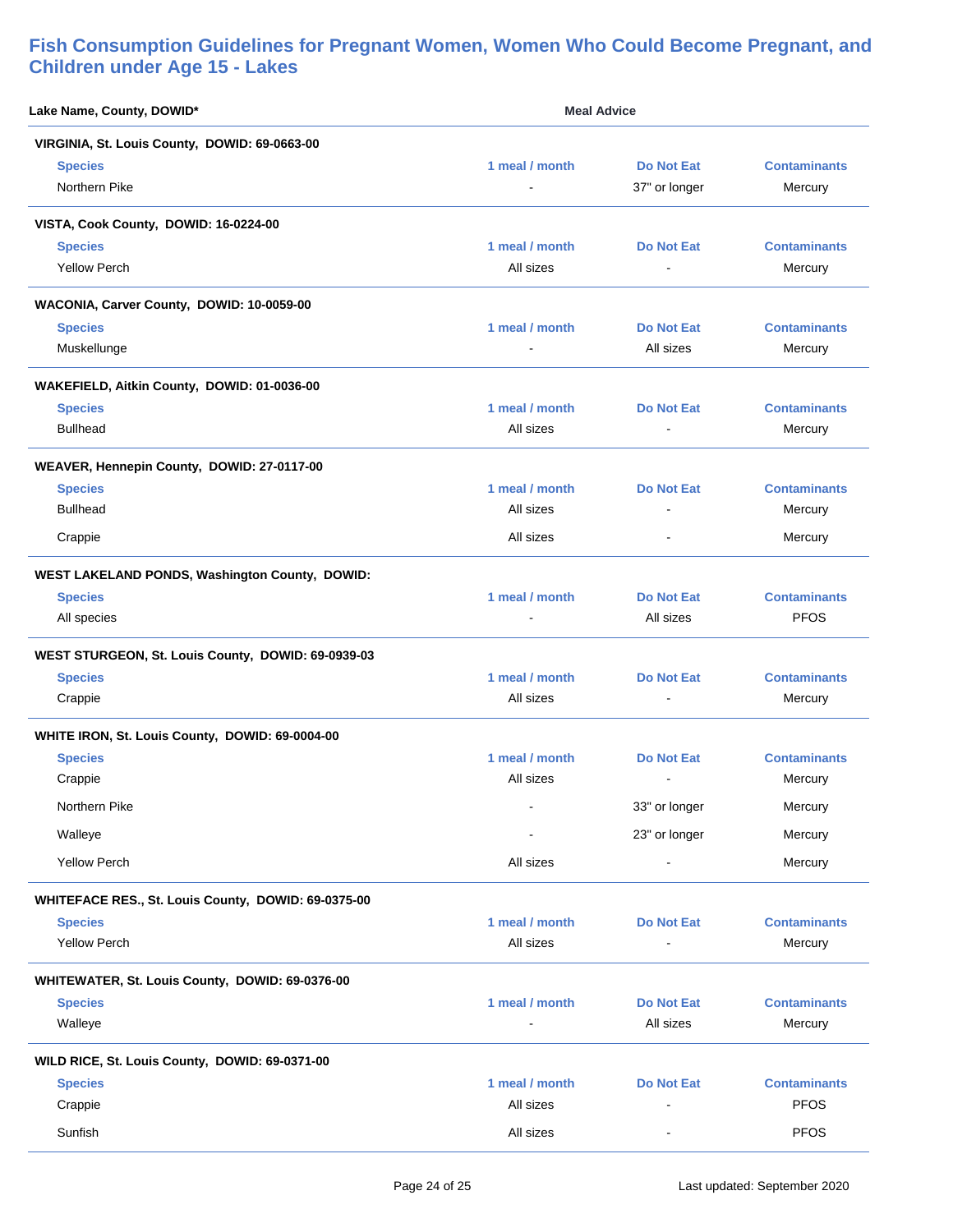## Fish Consumption Guidelines for Pregnant Women, Women Who Could Become Pregnant, and Children under Age 15 - Lakes

**Lake Name, County, DOWID*** — **Meal Advice**

**VIRGINIA, St. Louis County, DOWID: 69-0663-00**

| Species | 1 meal / month | Do Not Eat | Contaminants |
|---|---|---|---|
| Northern Pike | - | 37" or longer | Mercury |

**VISTA, Cook County, DOWID: 16-0224-00**

| Species | 1 meal / month | Do Not Eat | Contaminants |
|---|---|---|---|
| Yellow Perch | All sizes | - | Mercury |

**WACONIA, Carver County, DOWID: 10-0059-00**

| Species | 1 meal / month | Do Not Eat | Contaminants |
|---|---|---|---|
| Muskellunge | - | All sizes | Mercury |

**WAKEFIELD, Aitkin County, DOWID: 01-0036-00**

| Species | 1 meal / month | Do Not Eat | Contaminants |
|---|---|---|---|
| Bullhead | All sizes | - | Mercury |

**WEAVER, Hennepin County, DOWID: 27-0117-00**

| Species | 1 meal / month | Do Not Eat | Contaminants |
|---|---|---|---|
| Bullhead | All sizes | - | Mercury |
| Crappie | All sizes | - | Mercury |

**WEST LAKELAND PONDS, Washington County, DOWID:**

| Species | 1 meal / month | Do Not Eat | Contaminants |
|---|---|---|---|
| All species | - | All sizes | PFOS |

**WEST STURGEON, St. Louis County, DOWID: 69-0939-03**

| Species | 1 meal / month | Do Not Eat | Contaminants |
|---|---|---|---|
| Crappie | All sizes | - | Mercury |

**WHITE IRON, St. Louis County, DOWID: 69-0004-00**

| Species | 1 meal / month | Do Not Eat | Contaminants |
|---|---|---|---|
| Crappie | All sizes | - | Mercury |
| Northern Pike | - | 33" or longer | Mercury |
| Walleye | - | 23" or longer | Mercury |
| Yellow Perch | All sizes | - | Mercury |

**WHITEFACE RES., St. Louis County, DOWID: 69-0375-00**

| Species | 1 meal / month | Do Not Eat | Contaminants |
|---|---|---|---|
| Yellow Perch | All sizes | - | Mercury |

**WHITEWATER, St. Louis County, DOWID: 69-0376-00**

| Species | 1 meal / month | Do Not Eat | Contaminants |
|---|---|---|---|
| Walleye | - | All sizes | Mercury |

**WILD RICE, St. Louis County, DOWID: 69-0371-00**

| Species | 1 meal / month | Do Not Eat | Contaminants |
|---|---|---|---|
| Crappie | All sizes | - | PFOS |
| Sunfish | All sizes | - | PFOS |

Last updated: September 2020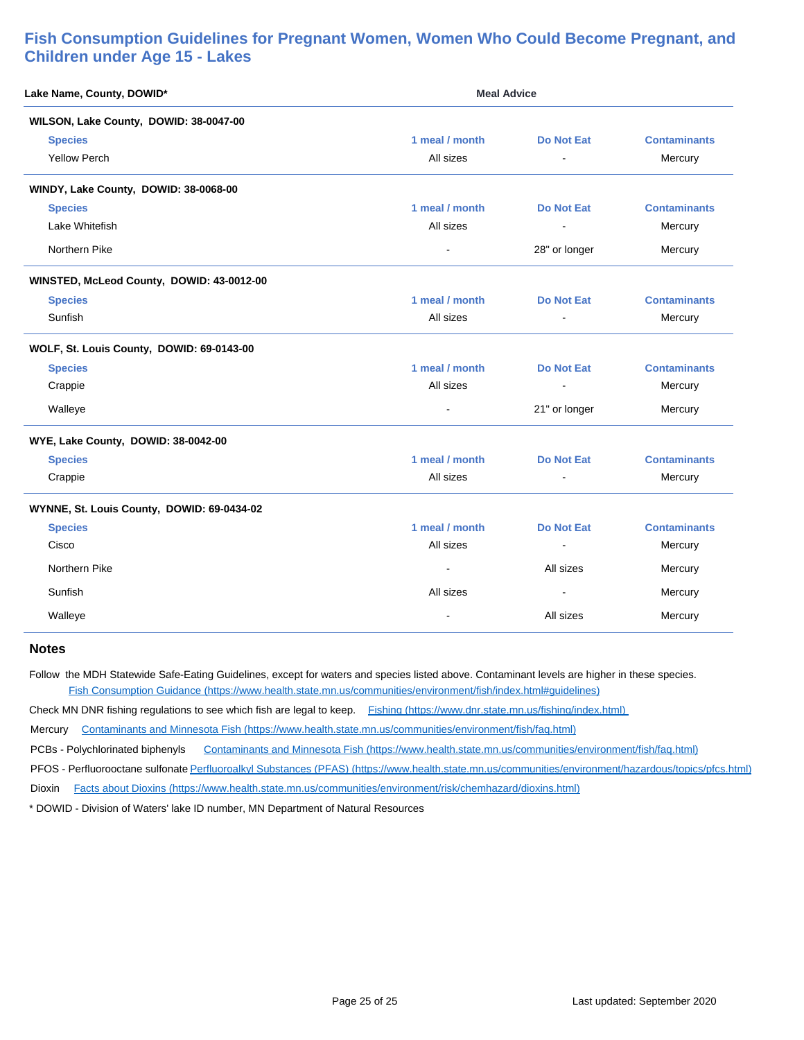## Fish Consumption Guidelines for Pregnant Women, Women Who Could Become Pregnant, and Children under Age 15 - Lakes

| Lake Name, County, DOWID* | Meal Advice | | |
|---|---|---|---|
| **WILSON, Lake County, DOWID: 38-0047-00** | | | |
| **Species** | **1 meal / month** | **Do Not Eat** | **Contaminants** |
| Yellow Perch | All sizes | - | Mercury |
| **WINDY, Lake County, DOWID: 38-0068-00** | | | |
| **Species** | **1 meal / month** | **Do Not Eat** | **Contaminants** |
| Lake Whitefish | All sizes | - | Mercury |
| Northern Pike | - | 28" or longer | Mercury |
| **WINSTED, McLeod County, DOWID: 43-0012-00** | | | |
| **Species** | **1 meal / month** | **Do Not Eat** | **Contaminants** |
| Sunfish | All sizes | - | Mercury |
| **WOLF, St. Louis County, DOWID: 69-0143-00** | | | |
| **Species** | **1 meal / month** | **Do Not Eat** | **Contaminants** |
| Crappie | All sizes | - | Mercury |
| Walleye | - | 21" or longer | Mercury |
| **WYE, Lake County, DOWID: 38-0042-00** | | | |
| **Species** | **1 meal / month** | **Do Not Eat** | **Contaminants** |
| Crappie | All sizes | - | Mercury |
| **WYNNE, St. Louis County, DOWID: 69-0434-02** | | | |
| **Species** | **1 meal / month** | **Do Not Eat** | **Contaminants** |
| Cisco | All sizes | - | Mercury |
| Northern Pike | - | All sizes | Mercury |
| Sunfish | All sizes | - | Mercury |
| Walleye | - | All sizes | Mercury |

### Notes

Follow the MDH Statewide Safe-Eating Guidelines, except for waters and species listed above. Contaminant levels are higher in these species.
Fish Consumption Guidance (https://www.health.state.mn.us/communities/environment/fish/index.html#guidelines)

Check MN DNR fishing regulations to see which fish are legal to keep. Fishing (https://www.dnr.state.mn.us/fishing/index.html)

Mercury Contaminants and Minnesota Fish (https://www.health.state.mn.us/communities/environment/fish/faq.html)

PCBs - Polychlorinated biphenyls Contaminants and Minnesota Fish (https://www.health.state.mn.us/communities/environment/fish/faq.html)

PFOS - Perfluorooctane sulfonate Perfluoroalkyl Substances (PFAS) (https://www.health.state.mn.us/communities/environment/hazardous/topics/pfcs.html)

Dioxin Facts about Dioxins (https://www.health.state.mn.us/communities/environment/risk/chemhazard/dioxins.html)

* DOWID - Division of Waters' lake ID number, MN Department of Natural Resources

Last updated: September 2020